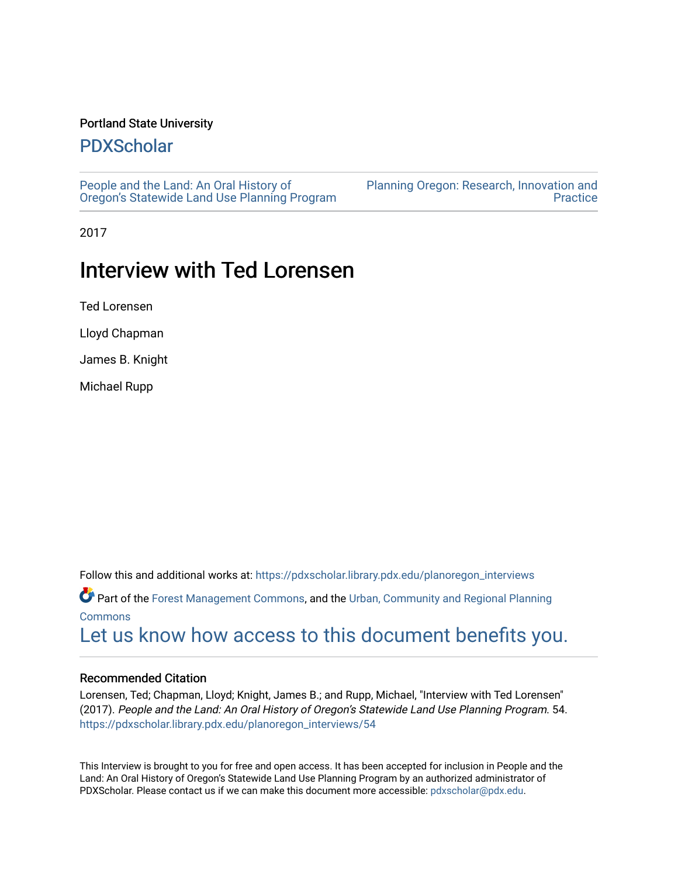Portland State University

# PDXScholar

People and the Land: An Oral History of Oregon's Statewide Land Use Planning Program

Planning Oregon: Research, Innovation and Practice

2017

# Interview with Ted Lorensen

Ted Lorensen

Lloyd Chapman

James B. Knight

Michael Rupp

Follow this and additional works at: https://pdxscholar.library.pdx.edu/planoregon_interviews

Part of the Forest Management Commons, and the Urban, Community and Regional Planning Commons

Let us know how access to this document benefits you.

### Recommended Citation

Lorensen, Ted; Chapman, Lloyd; Knight, James B.; and Rupp, Michael, "Interview with Ted Lorensen" (2017). *People and the Land: An Oral History of Oregon's Statewide Land Use Planning Program*. 54. https://pdxscholar.library.pdx.edu/planoregon_interviews/54

This Interview is brought to you for free and open access. It has been accepted for inclusion in People and the Land: An Oral History of Oregon's Statewide Land Use Planning Program by an authorized administrator of PDXScholar. Please contact us if we can make this document more accessible: pdxscholar@pdx.edu.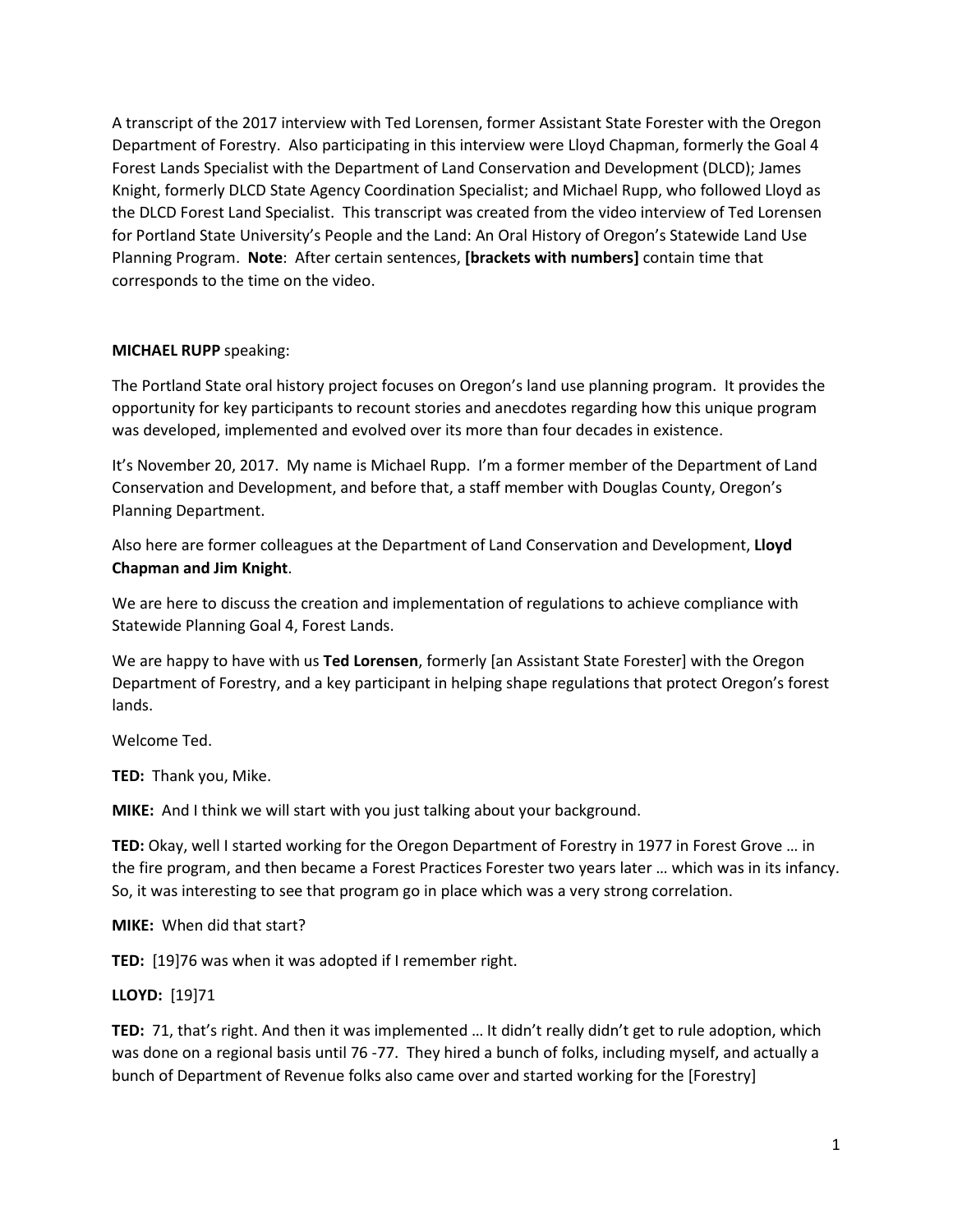A transcript of the 2017 interview with Ted Lorensen, former Assistant State Forester with the Oregon Department of Forestry. Also participating in this interview were Lloyd Chapman, formerly the Goal 4 Forest Lands Specialist with the Department of Land Conservation and Development (DLCD); James Knight, formerly DLCD State Agency Coordination Specialist; and Michael Rupp, who followed Lloyd as the DLCD Forest Land Specialist. This transcript was created from the video interview of Ted Lorensen for Portland State University's People and the Land: An Oral History of Oregon's Statewide Land Use Planning Program. **Note**: After certain sentences, **[brackets with numbers]** contain time that corresponds to the time on the video.

**MICHAEL RUPP** speaking:

The Portland State oral history project focuses on Oregon's land use planning program. It provides the opportunity for key participants to recount stories and anecdotes regarding how this unique program was developed, implemented and evolved over its more than four decades in existence.

It's November 20, 2017. My name is Michael Rupp. I'm a former member of the Department of Land Conservation and Development, and before that, a staff member with Douglas County, Oregon's Planning Department.

Also here are former colleagues at the Department of Land Conservation and Development, **Lloyd Chapman and Jim Knight**.

We are here to discuss the creation and implementation of regulations to achieve compliance with Statewide Planning Goal 4, Forest Lands.

We are happy to have with us **Ted Lorensen**, formerly [an Assistant State Forester] with the Oregon Department of Forestry, and a key participant in helping shape regulations that protect Oregon's forest lands.

Welcome Ted.

**TED:** Thank you, Mike.

**MIKE:** And I think we will start with you just talking about your background.

**TED:** Okay, well I started working for the Oregon Department of Forestry in 1977 in Forest Grove … in the fire program, and then became a Forest Practices Forester two years later … which was in its infancy. So, it was interesting to see that program go in place which was a very strong correlation.

**MIKE:** When did that start?

**TED:** [19]76 was when it was adopted if I remember right.

**LLOYD:** [19]71

**TED:** 71, that's right. And then it was implemented … It didn't really didn't get to rule adoption, which was done on a regional basis until 76 -77. They hired a bunch of folks, including myself, and actually a bunch of Department of Revenue folks also came over and started working for the [Forestry]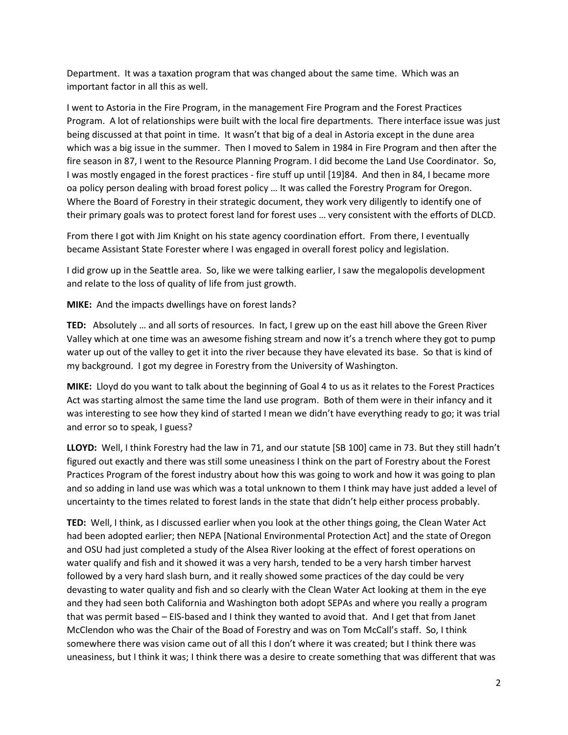Department. It was a taxation program that was changed about the same time. Which was an important factor in all this as well.

I went to Astoria in the Fire Program, in the management Fire Program and the Forest Practices Program. A lot of relationships were built with the local fire departments. There interface issue was just being discussed at that point in time. It wasn't that big of a deal in Astoria except in the dune area which was a big issue in the summer. Then I moved to Salem in 1984 in Fire Program and then after the fire season in 87, I went to the Resource Planning Program. I did become the Land Use Coordinator. So, I was mostly engaged in the forest practices - fire stuff up until [19]84. And then in 84, I became more oa policy person dealing with broad forest policy … It was called the Forestry Program for Oregon. Where the Board of Forestry in their strategic document, they work very diligently to identify one of their primary goals was to protect forest land for forest uses … very consistent with the efforts of DLCD.

From there I got with Jim Knight on his state agency coordination effort. From there, I eventually became Assistant State Forester where I was engaged in overall forest policy and legislation.

I did grow up in the Seattle area. So, like we were talking earlier, I saw the megalopolis development and relate to the loss of quality of life from just growth.

**MIKE:** And the impacts dwellings have on forest lands?

**TED:** Absolutely … and all sorts of resources. In fact, I grew up on the east hill above the Green River Valley which at one time was an awesome fishing stream and now it's a trench where they got to pump water up out of the valley to get it into the river because they have elevated its base. So that is kind of my background. I got my degree in Forestry from the University of Washington.

**MIKE:** Lloyd do you want to talk about the beginning of Goal 4 to us as it relates to the Forest Practices Act was starting almost the same time the land use program. Both of them were in their infancy and it was interesting to see how they kind of started I mean we didn't have everything ready to go; it was trial and error so to speak, I guess?

**LLOYD:** Well, I think Forestry had the law in 71, and our statute [SB 100] came in 73. But they still hadn't figured out exactly and there was still some uneasiness I think on the part of Forestry about the Forest Practices Program of the forest industry about how this was going to work and how it was going to plan and so adding in land use was which was a total unknown to them I think may have just added a level of uncertainty to the times related to forest lands in the state that didn't help either process probably.

**TED:** Well, I think, as I discussed earlier when you look at the other things going, the Clean Water Act had been adopted earlier; then NEPA [National Environmental Protection Act] and the state of Oregon and OSU had just completed a study of the Alsea River looking at the effect of forest operations on water qualify and fish and it showed it was a very harsh, tended to be a very harsh timber harvest followed by a very hard slash burn, and it really showed some practices of the day could be very devasting to water quality and fish and so clearly with the Clean Water Act looking at them in the eye and they had seen both California and Washington both adopt SEPAs and where you really a program that was permit based – EIS-based and I think they wanted to avoid that. And I get that from Janet McClendon who was the Chair of the Boad of Forestry and was on Tom McCall's staff. So, I think somewhere there was vision came out of all this I don't where it was created; but I think there was uneasiness, but I think it was; I think there was a desire to create something that was different that was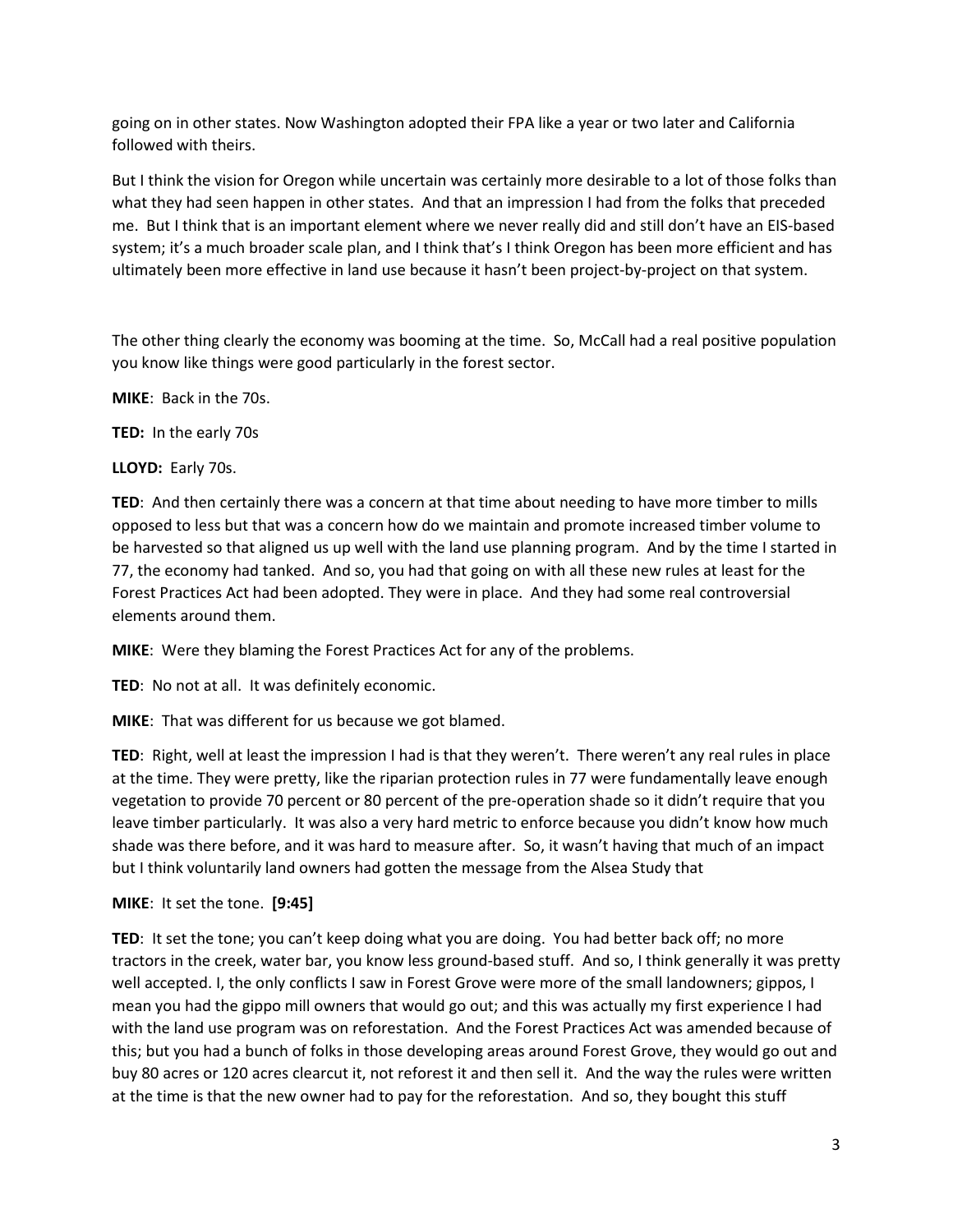going on in other states. Now Washington adopted their FPA like a year or two later and California followed with theirs.

But I think the vision for Oregon while uncertain was certainly more desirable to a lot of those folks than what they had seen happen in other states. And that an impression I had from the folks that preceded me. But I think that is an important element where we never really did and still don't have an EIS-based system; it's a much broader scale plan, and I think that's I think Oregon has been more efficient and has ultimately been more effective in land use because it hasn't been project-by-project on that system.

The other thing clearly the economy was booming at the time. So, McCall had a real positive population you know like things were good particularly in the forest sector.

**MIKE**: Back in the 70s.

**TED:** In the early 70s

**LLOYD:** Early 70s.

**TED**: And then certainly there was a concern at that time about needing to have more timber to mills opposed to less but that was a concern how do we maintain and promote increased timber volume to be harvested so that aligned us up well with the land use planning program. And by the time I started in 77, the economy had tanked. And so, you had that going on with all these new rules at least for the Forest Practices Act had been adopted. They were in place. And they had some real controversial elements around them.

**MIKE**: Were they blaming the Forest Practices Act for any of the problems.

**TED**: No not at all. It was definitely economic.

**MIKE**: That was different for us because we got blamed.

**TED**: Right, well at least the impression I had is that they weren't. There weren't any real rules in place at the time. They were pretty, like the riparian protection rules in 77 were fundamentally leave enough vegetation to provide 70 percent or 80 percent of the pre-operation shade so it didn't require that you leave timber particularly. It was also a very hard metric to enforce because you didn't know how much shade was there before, and it was hard to measure after. So, it wasn't having that much of an impact but I think voluntarily land owners had gotten the message from the Alsea Study that

**MIKE**: It set the tone. **[9:45]**

**TED**: It set the tone; you can't keep doing what you are doing. You had better back off; no more tractors in the creek, water bar, you know less ground-based stuff. And so, I think generally it was pretty well accepted. I, the only conflicts I saw in Forest Grove were more of the small landowners; gippos, I mean you had the gippo mill owners that would go out; and this was actually my first experience I had with the land use program was on reforestation. And the Forest Practices Act was amended because of this; but you had a bunch of folks in those developing areas around Forest Grove, they would go out and buy 80 acres or 120 acres clearcut it, not reforest it and then sell it. And the way the rules were written at the time is that the new owner had to pay for the reforestation. And so, they bought this stuff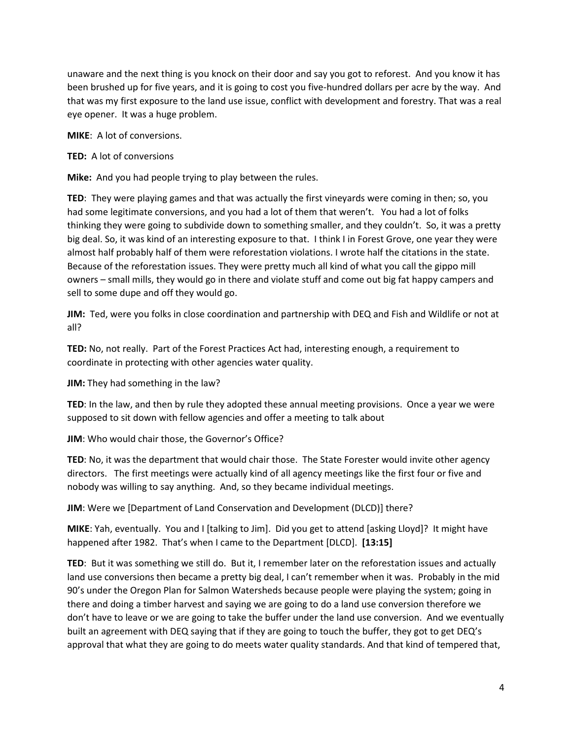unaware and the next thing is you knock on their door and say you got to reforest. And you know it has been brushed up for five years, and it is going to cost you five-hundred dollars per acre by the way. And that was my first exposure to the land use issue, conflict with development and forestry. That was a real eye opener. It was a huge problem.

**MIKE**: A lot of conversions.

**TED:** A lot of conversions

**Mike:** And you had people trying to play between the rules.

**TED**: They were playing games and that was actually the first vineyards were coming in then; so, you had some legitimate conversions, and you had a lot of them that weren't. You had a lot of folks thinking they were going to subdivide down to something smaller, and they couldn't. So, it was a pretty big deal. So, it was kind of an interesting exposure to that. I think I in Forest Grove, one year they were almost half probably half of them were reforestation violations. I wrote half the citations in the state. Because of the reforestation issues. They were pretty much all kind of what you call the gippo mill owners – small mills, they would go in there and violate stuff and come out big fat happy campers and sell to some dupe and off they would go.

**JIM:** Ted, were you folks in close coordination and partnership with DEQ and Fish and Wildlife or not at all?

**TED:** No, not really. Part of the Forest Practices Act had, interesting enough, a requirement to coordinate in protecting with other agencies water quality.

**JIM:** They had something in the law?

**TED**: In the law, and then by rule they adopted these annual meeting provisions. Once a year we were supposed to sit down with fellow agencies and offer a meeting to talk about

**JIM**: Who would chair those, the Governor's Office?

**TED**: No, it was the department that would chair those. The State Forester would invite other agency directors. The first meetings were actually kind of all agency meetings like the first four or five and nobody was willing to say anything. And, so they became individual meetings.

**JIM**: Were we [Department of Land Conservation and Development (DLCD)] there?

**MIKE**: Yah, eventually. You and I [talking to Jim]. Did you get to attend [asking Lloyd]? It might have happened after 1982. That's when I came to the Department [DLCD]. **[13:15]**

**TED**: But it was something we still do. But it, I remember later on the reforestation issues and actually land use conversions then became a pretty big deal, I can't remember when it was. Probably in the mid 90's under the Oregon Plan for Salmon Watersheds because people were playing the system; going in there and doing a timber harvest and saying we are going to do a land use conversion therefore we don't have to leave or we are going to take the buffer under the land use conversion. And we eventually built an agreement with DEQ saying that if they are going to touch the buffer, they got to get DEQ's approval that what they are going to do meets water quality standards. And that kind of tempered that,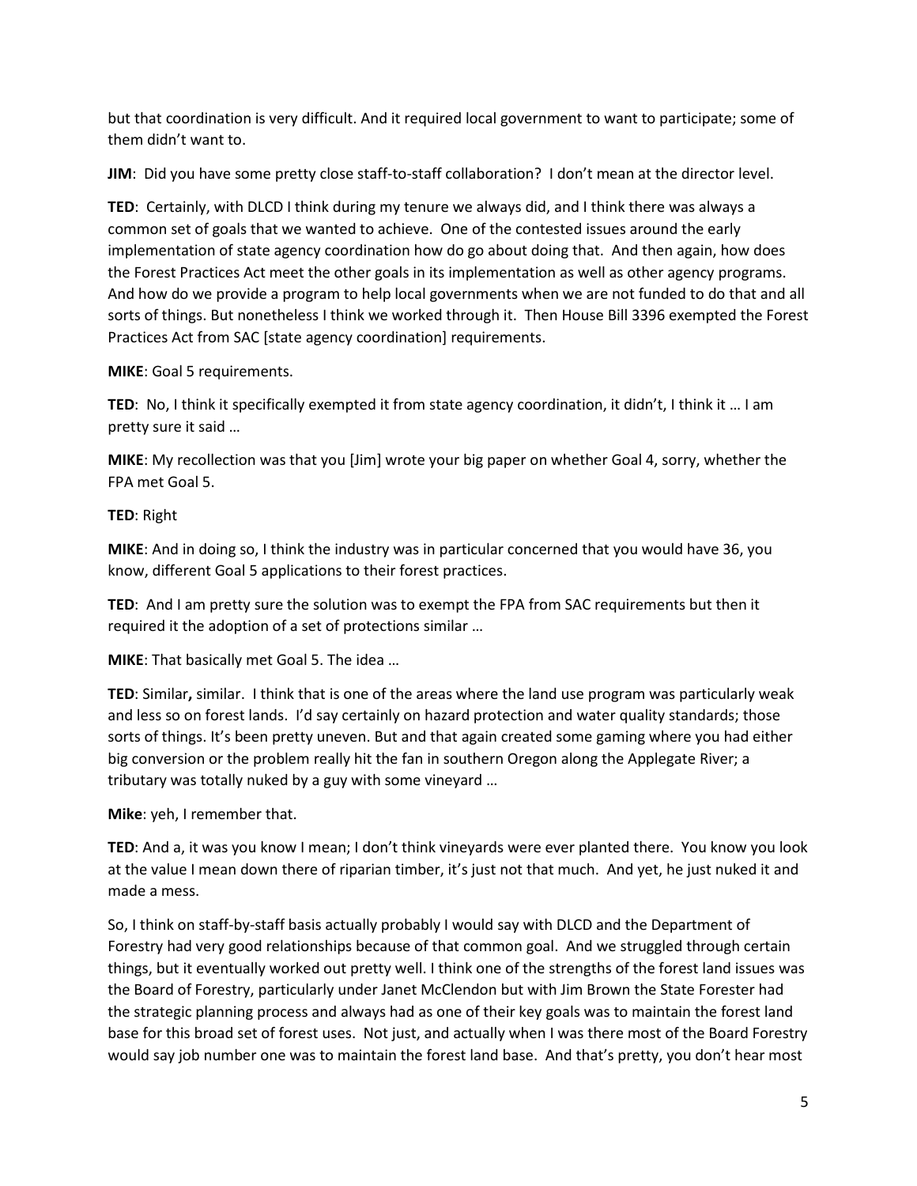but that coordination is very difficult. And it required local government to want to participate; some of them didn't want to.

**JIM**: Did you have some pretty close staff-to-staff collaboration? I don't mean at the director level.

**TED**: Certainly, with DLCD I think during my tenure we always did, and I think there was always a common set of goals that we wanted to achieve. One of the contested issues around the early implementation of state agency coordination how do go about doing that. And then again, how does the Forest Practices Act meet the other goals in its implementation as well as other agency programs. And how do we provide a program to help local governments when we are not funded to do that and all sorts of things. But nonetheless I think we worked through it. Then House Bill 3396 exempted the Forest Practices Act from SAC [state agency coordination] requirements.

**MIKE**: Goal 5 requirements.

**TED**: No, I think it specifically exempted it from state agency coordination, it didn't, I think it … I am pretty sure it said …

**MIKE**: My recollection was that you [Jim] wrote your big paper on whether Goal 4, sorry, whether the FPA met Goal 5.

**TED**: Right

**MIKE**: And in doing so, I think the industry was in particular concerned that you would have 36, you know, different Goal 5 applications to their forest practices.

**TED**: And I am pretty sure the solution was to exempt the FPA from SAC requirements but then it required it the adoption of a set of protections similar …

**MIKE**: That basically met Goal 5. The idea …

**TED**: Similar**,** similar. I think that is one of the areas where the land use program was particularly weak and less so on forest lands. I'd say certainly on hazard protection and water quality standards; those sorts of things. It's been pretty uneven. But and that again created some gaming where you had either big conversion or the problem really hit the fan in southern Oregon along the Applegate River; a tributary was totally nuked by a guy with some vineyard …

**Mike**: yeh, I remember that.

**TED**: And a, it was you know I mean; I don't think vineyards were ever planted there. You know you look at the value I mean down there of riparian timber, it's just not that much. And yet, he just nuked it and made a mess.

So, I think on staff-by-staff basis actually probably I would say with DLCD and the Department of Forestry had very good relationships because of that common goal. And we struggled through certain things, but it eventually worked out pretty well. I think one of the strengths of the forest land issues was the Board of Forestry, particularly under Janet McClendon but with Jim Brown the State Forester had the strategic planning process and always had as one of their key goals was to maintain the forest land base for this broad set of forest uses. Not just, and actually when I was there most of the Board Forestry would say job number one was to maintain the forest land base. And that's pretty, you don't hear most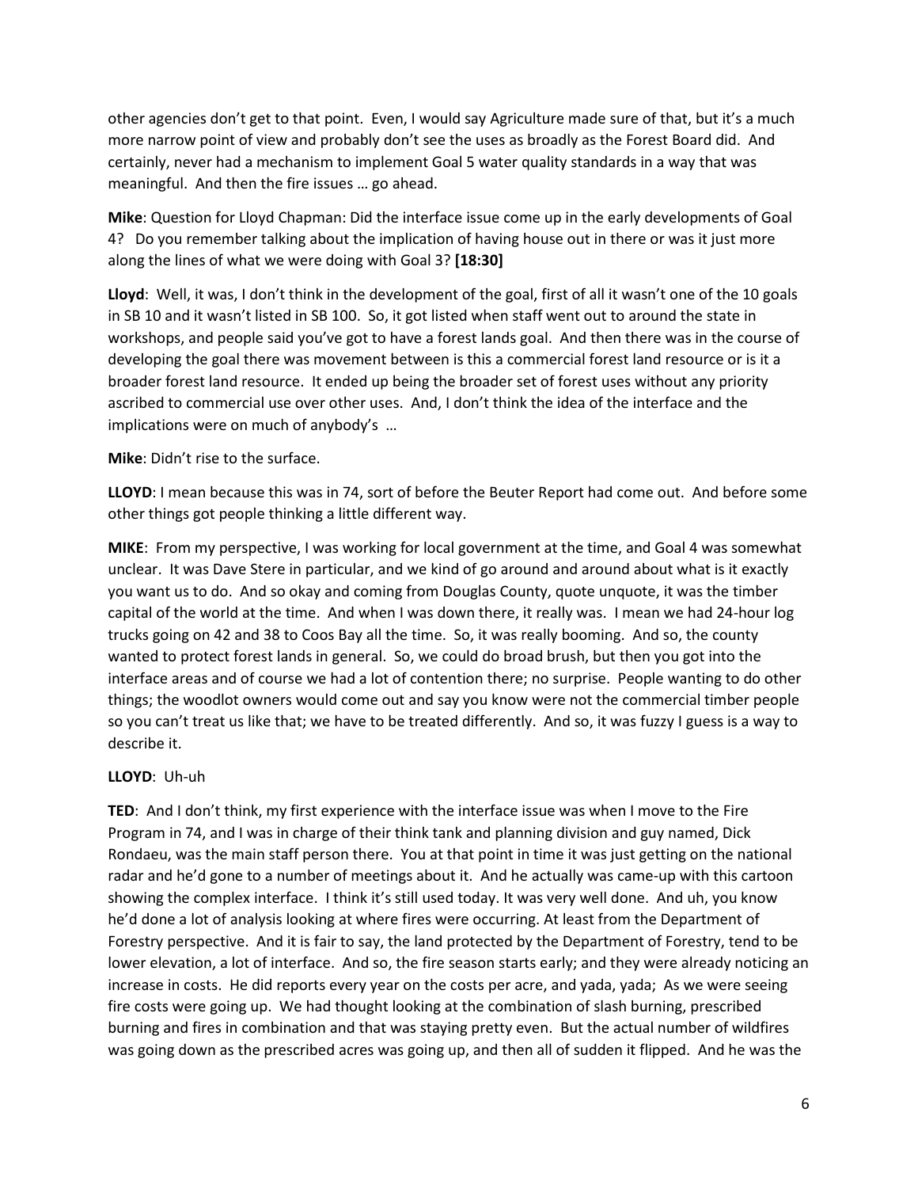other agencies don't get to that point. Even, I would say Agriculture made sure of that, but it's a much more narrow point of view and probably don't see the uses as broadly as the Forest Board did. And certainly, never had a mechanism to implement Goal 5 water quality standards in a way that was meaningful. And then the fire issues … go ahead.

**Mike**: Question for Lloyd Chapman: Did the interface issue come up in the early developments of Goal 4? Do you remember talking about the implication of having house out in there or was it just more along the lines of what we were doing with Goal 3? **[18:30]**

**Lloyd**: Well, it was, I don't think in the development of the goal, first of all it wasn't one of the 10 goals in SB 10 and it wasn't listed in SB 100. So, it got listed when staff went out to around the state in workshops, and people said you've got to have a forest lands goal. And then there was in the course of developing the goal there was movement between is this a commercial forest land resource or is it a broader forest land resource. It ended up being the broader set of forest uses without any priority ascribed to commercial use over other uses. And, I don't think the idea of the interface and the implications were on much of anybody's …

**Mike**: Didn't rise to the surface.

**LLOYD**: I mean because this was in 74, sort of before the Beuter Report had come out. And before some other things got people thinking a little different way.

**MIKE**: From my perspective, I was working for local government at the time, and Goal 4 was somewhat unclear. It was Dave Stere in particular, and we kind of go around and around about what is it exactly you want us to do. And so okay and coming from Douglas County, quote unquote, it was the timber capital of the world at the time. And when I was down there, it really was. I mean we had 24-hour log trucks going on 42 and 38 to Coos Bay all the time. So, it was really booming. And so, the county wanted to protect forest lands in general. So, we could do broad brush, but then you got into the interface areas and of course we had a lot of contention there; no surprise. People wanting to do other things; the woodlot owners would come out and say you know were not the commercial timber people so you can't treat us like that; we have to be treated differently. And so, it was fuzzy I guess is a way to describe it.

**LLOYD**: Uh-uh

**TED**: And I don't think, my first experience with the interface issue was when I move to the Fire Program in 74, and I was in charge of their think tank and planning division and guy named, Dick Rondaeu, was the main staff person there. You at that point in time it was just getting on the national radar and he'd gone to a number of meetings about it. And he actually was came-up with this cartoon showing the complex interface. I think it's still used today. It was very well done. And uh, you know he'd done a lot of analysis looking at where fires were occurring. At least from the Department of Forestry perspective. And it is fair to say, the land protected by the Department of Forestry, tend to be lower elevation, a lot of interface. And so, the fire season starts early; and they were already noticing an increase in costs. He did reports every year on the costs per acre, and yada, yada; As we were seeing fire costs were going up. We had thought looking at the combination of slash burning, prescribed burning and fires in combination and that was staying pretty even. But the actual number of wildfires was going down as the prescribed acres was going up, and then all of sudden it flipped. And he was the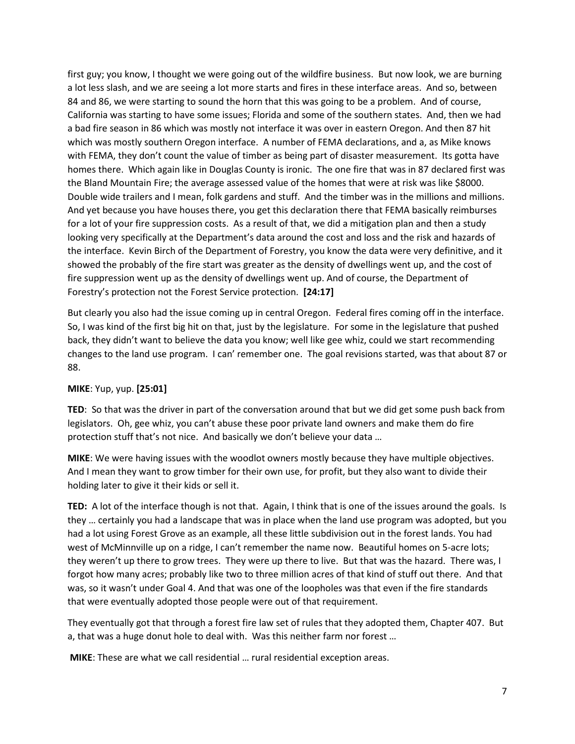first guy; you know, I thought we were going out of the wildfire business. But now look, we are burning a lot less slash, and we are seeing a lot more starts and fires in these interface areas. And so, between 84 and 86, we were starting to sound the horn that this was going to be a problem. And of course, California was starting to have some issues; Florida and some of the southern states. And, then we had a bad fire season in 86 which was mostly not interface it was over in eastern Oregon. And then 87 hit which was mostly southern Oregon interface. A number of FEMA declarations, and a, as Mike knows with FEMA, they don't count the value of timber as being part of disaster measurement. Its gotta have homes there. Which again like in Douglas County is ironic. The one fire that was in 87 declared first was the Bland Mountain Fire; the average assessed value of the homes that were at risk was like $8000. Double wide trailers and I mean, folk gardens and stuff. And the timber was in the millions and millions. And yet because you have houses there, you get this declaration there that FEMA basically reimburses for a lot of your fire suppression costs. As a result of that, we did a mitigation plan and then a study looking very specifically at the Department's data around the cost and loss and the risk and hazards of the interface. Kevin Birch of the Department of Forestry, you know the data were very definitive, and it showed the probably of the fire start was greater as the density of dwellings went up, and the cost of fire suppression went up as the density of dwellings went up. And of course, the Department of Forestry's protection not the Forest Service protection. **[24:17]**

But clearly you also had the issue coming up in central Oregon. Federal fires coming off in the interface. So, I was kind of the first big hit on that, just by the legislature. For some in the legislature that pushed back, they didn't want to believe the data you know; well like gee whiz, could we start recommending changes to the land use program. I can' remember one. The goal revisions started, was that about 87 or 88.

**MIKE**: Yup, yup. **[25:01]**

**TED**: So that was the driver in part of the conversation around that but we did get some push back from legislators. Oh, gee whiz, you can't abuse these poor private land owners and make them do fire protection stuff that's not nice. And basically we don't believe your data …

**MIKE**: We were having issues with the woodlot owners mostly because they have multiple objectives. And I mean they want to grow timber for their own use, for profit, but they also want to divide their holding later to give it their kids or sell it.

**TED:** A lot of the interface though is not that. Again, I think that is one of the issues around the goals. Is they … certainly you had a landscape that was in place when the land use program was adopted, but you had a lot using Forest Grove as an example, all these little subdivision out in the forest lands. You had west of McMinnville up on a ridge, I can't remember the name now. Beautiful homes on 5-acre lots; they weren't up there to grow trees. They were up there to live. But that was the hazard. There was, I forgot how many acres; probably like two to three million acres of that kind of stuff out there. And that was, so it wasn't under Goal 4. And that was one of the loopholes was that even if the fire standards that were eventually adopted those people were out of that requirement.

They eventually got that through a forest fire law set of rules that they adopted them, Chapter 407. But a, that was a huge donut hole to deal with. Was this neither farm nor forest …

**MIKE**: These are what we call residential … rural residential exception areas.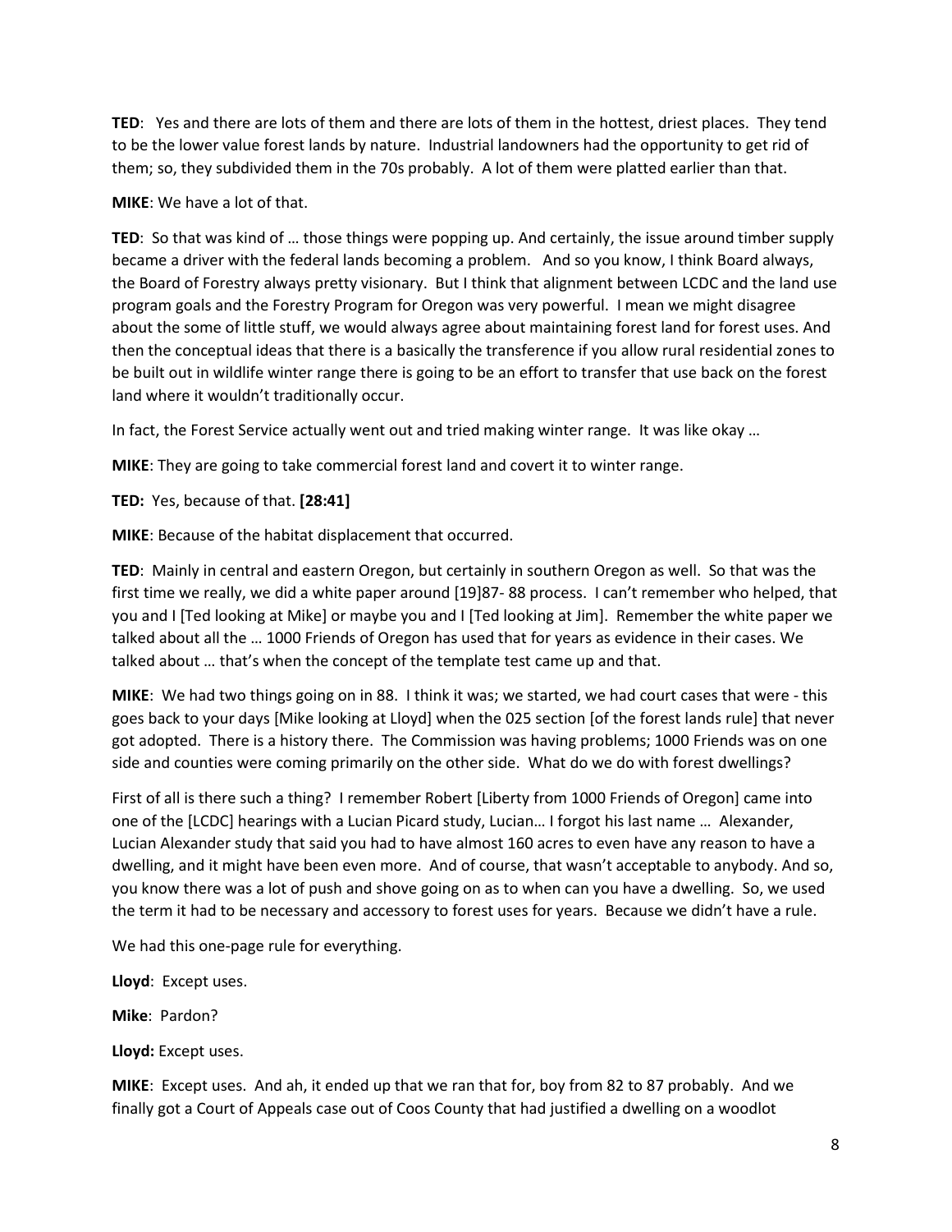**TED**: Yes and there are lots of them and there are lots of them in the hottest, driest places. They tend to be the lower value forest lands by nature. Industrial landowners had the opportunity to get rid of them; so, they subdivided them in the 70s probably. A lot of them were platted earlier than that.

**MIKE**: We have a lot of that.

**TED**: So that was kind of … those things were popping up. And certainly, the issue around timber supply became a driver with the federal lands becoming a problem. And so you know, I think Board always, the Board of Forestry always pretty visionary. But I think that alignment between LCDC and the land use program goals and the Forestry Program for Oregon was very powerful. I mean we might disagree about the some of little stuff, we would always agree about maintaining forest land for forest uses. And then the conceptual ideas that there is a basically the transference if you allow rural residential zones to be built out in wildlife winter range there is going to be an effort to transfer that use back on the forest land where it wouldn't traditionally occur.

In fact, the Forest Service actually went out and tried making winter range. It was like okay …

**MIKE**: They are going to take commercial forest land and covert it to winter range.

**TED:** Yes, because of that. **[28:41]**

**MIKE**: Because of the habitat displacement that occurred.

**TED**: Mainly in central and eastern Oregon, but certainly in southern Oregon as well. So that was the first time we really, we did a white paper around [19]87- 88 process. I can't remember who helped, that you and I [Ted looking at Mike] or maybe you and I [Ted looking at Jim]. Remember the white paper we talked about all the … 1000 Friends of Oregon has used that for years as evidence in their cases. We talked about … that's when the concept of the template test came up and that.

**MIKE**: We had two things going on in 88. I think it was; we started, we had court cases that were - this goes back to your days [Mike looking at Lloyd] when the 025 section [of the forest lands rule] that never got adopted. There is a history there. The Commission was having problems; 1000 Friends was on one side and counties were coming primarily on the other side. What do we do with forest dwellings?

First of all is there such a thing? I remember Robert [Liberty from 1000 Friends of Oregon] came into one of the [LCDC] hearings with a Lucian Picard study, Lucian… I forgot his last name … Alexander, Lucian Alexander study that said you had to have almost 160 acres to even have any reason to have a dwelling, and it might have been even more. And of course, that wasn't acceptable to anybody. And so, you know there was a lot of push and shove going on as to when can you have a dwelling. So, we used the term it had to be necessary and accessory to forest uses for years. Because we didn't have a rule.

We had this one-page rule for everything.

**Lloyd**: Except uses.

**Mike**: Pardon?

**Lloyd:** Except uses.

**MIKE**: Except uses. And ah, it ended up that we ran that for, boy from 82 to 87 probably. And we finally got a Court of Appeals case out of Coos County that had justified a dwelling on a woodlot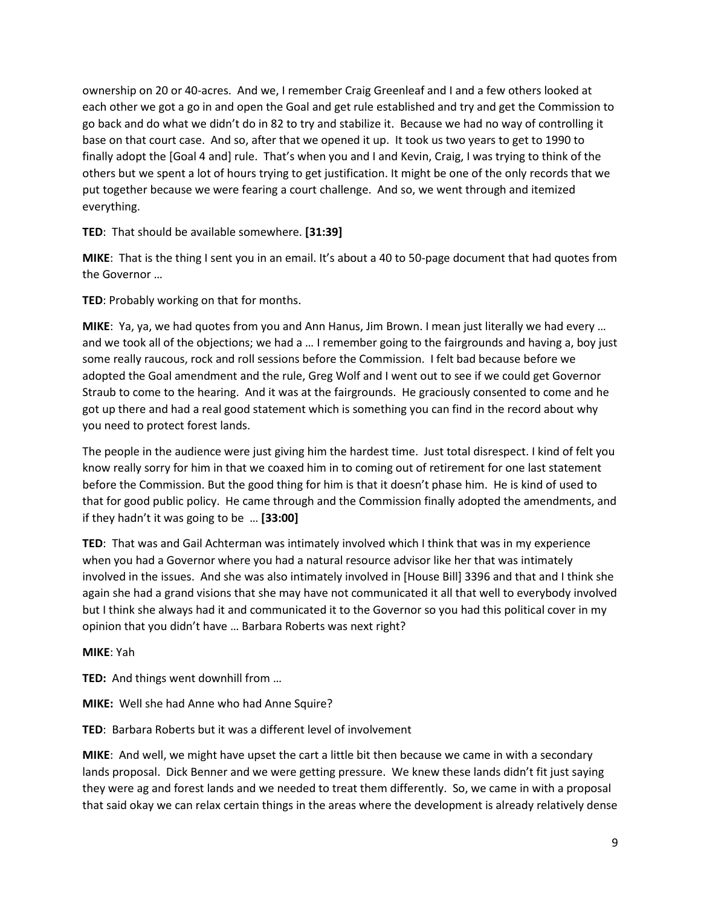ownership on 20 or 40-acres. And we, I remember Craig Greenleaf and I and a few others looked at each other we got a go in and open the Goal and get rule established and try and get the Commission to go back and do what we didn't do in 82 to try and stabilize it. Because we had no way of controlling it base on that court case. And so, after that we opened it up. It took us two years to get to 1990 to finally adopt the [Goal 4 and] rule. That's when you and I and Kevin, Craig, I was trying to think of the others but we spent a lot of hours trying to get justification. It might be one of the only records that we put together because we were fearing a court challenge. And so, we went through and itemized everything.

**TED**: That should be available somewhere. **[31:39]**

**MIKE**: That is the thing I sent you in an email. It's about a 40 to 50-page document that had quotes from the Governor …

**TED**: Probably working on that for months.

**MIKE**: Ya, ya, we had quotes from you and Ann Hanus, Jim Brown. I mean just literally we had every … and we took all of the objections; we had a … I remember going to the fairgrounds and having a, boy just some really raucous, rock and roll sessions before the Commission. I felt bad because before we adopted the Goal amendment and the rule, Greg Wolf and I went out to see if we could get Governor Straub to come to the hearing. And it was at the fairgrounds. He graciously consented to come and he got up there and had a real good statement which is something you can find in the record about why you need to protect forest lands.

The people in the audience were just giving him the hardest time. Just total disrespect. I kind of felt you know really sorry for him in that we coaxed him in to coming out of retirement for one last statement before the Commission. But the good thing for him is that it doesn't phase him. He is kind of used to that for good public policy. He came through and the Commission finally adopted the amendments, and if they hadn't it was going to be … **[33:00]**

**TED**: That was and Gail Achterman was intimately involved which I think that was in my experience when you had a Governor where you had a natural resource advisor like her that was intimately involved in the issues. And she was also intimately involved in [House Bill] 3396 and that and I think she again she had a grand visions that she may have not communicated it all that well to everybody involved but I think she always had it and communicated it to the Governor so you had this political cover in my opinion that you didn't have … Barbara Roberts was next right?

**MIKE**: Yah

**TED:** And things went downhill from …

**MIKE:** Well she had Anne who had Anne Squire?

**TED**: Barbara Roberts but it was a different level of involvement

**MIKE**: And well, we might have upset the cart a little bit then because we came in with a secondary lands proposal. Dick Benner and we were getting pressure. We knew these lands didn't fit just saying they were ag and forest lands and we needed to treat them differently. So, we came in with a proposal that said okay we can relax certain things in the areas where the development is already relatively dense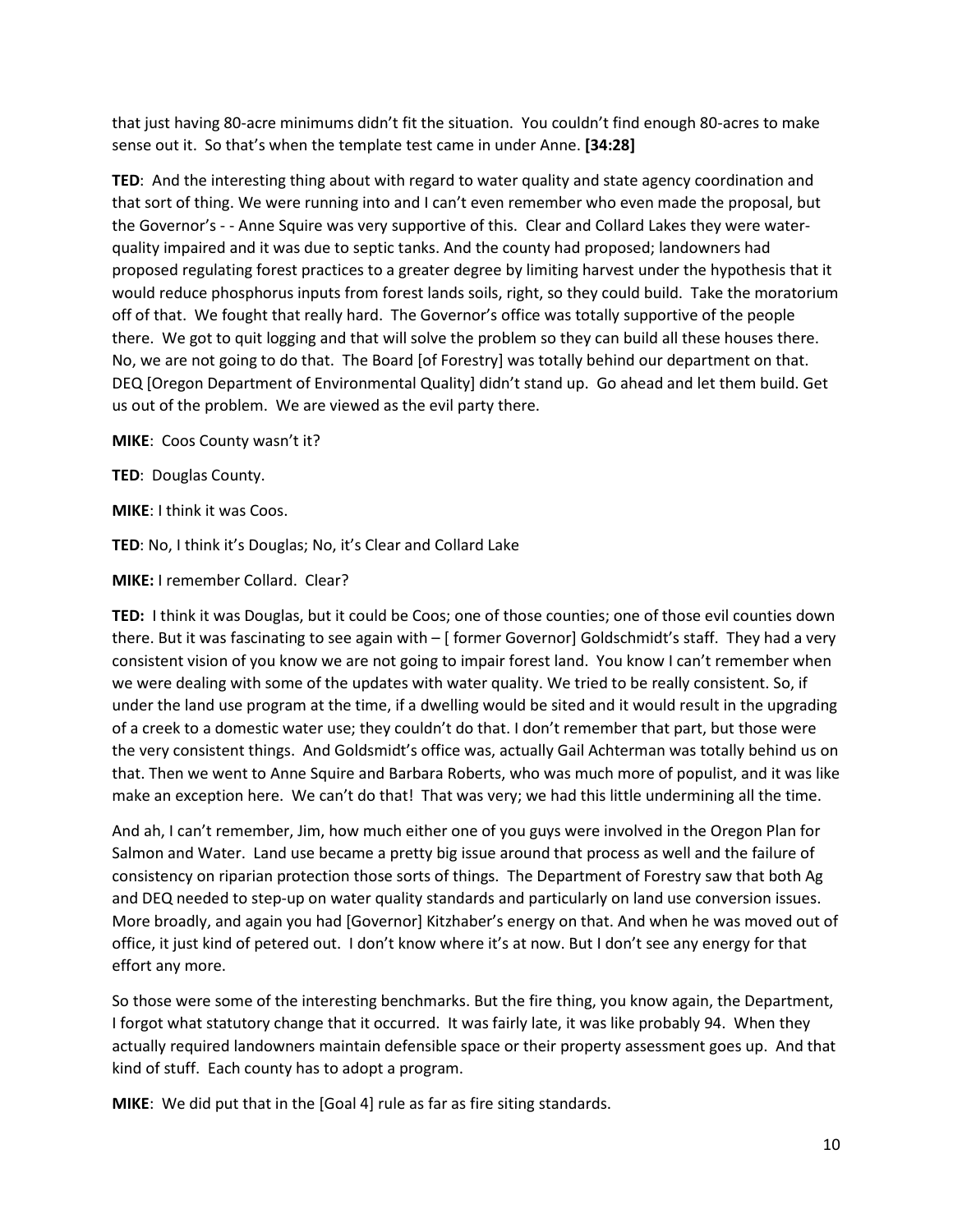that just having 80-acre minimums didn't fit the situation. You couldn't find enough 80-acres to make sense out it. So that's when the template test came in under Anne. **[34:28]**

**TED**: And the interesting thing about with regard to water quality and state agency coordination and that sort of thing. We were running into and I can't even remember who even made the proposal, but the Governor's - - Anne Squire was very supportive of this. Clear and Collard Lakes they were water-quality impaired and it was due to septic tanks. And the county had proposed; landowners had proposed regulating forest practices to a greater degree by limiting harvest under the hypothesis that it would reduce phosphorus inputs from forest lands soils, right, so they could build. Take the moratorium off of that. We fought that really hard. The Governor's office was totally supportive of the people there. We got to quit logging and that will solve the problem so they can build all these houses there. No, we are not going to do that. The Board [of Forestry] was totally behind our department on that. DEQ [Oregon Department of Environmental Quality] didn't stand up. Go ahead and let them build. Get us out of the problem. We are viewed as the evil party there.

**MIKE**: Coos County wasn't it?

**TED**: Douglas County.

**MIKE**: I think it was Coos.

**TED**: No, I think it's Douglas; No, it's Clear and Collard Lake

**MIKE:** I remember Collard. Clear?

**TED:** I think it was Douglas, but it could be Coos; one of those counties; one of those evil counties down there. But it was fascinating to see again with – [ former Governor] Goldschmidt's staff. They had a very consistent vision of you know we are not going to impair forest land. You know I can't remember when we were dealing with some of the updates with water quality. We tried to be really consistent. So, if under the land use program at the time, if a dwelling would be sited and it would result in the upgrading of a creek to a domestic water use; they couldn't do that. I don't remember that part, but those were the very consistent things. And Goldsmidt's office was, actually Gail Achterman was totally behind us on that. Then we went to Anne Squire and Barbara Roberts, who was much more of populist, and it was like make an exception here. We can't do that! That was very; we had this little undermining all the time.

And ah, I can't remember, Jim, how much either one of you guys were involved in the Oregon Plan for Salmon and Water. Land use became a pretty big issue around that process as well and the failure of consistency on riparian protection those sorts of things. The Department of Forestry saw that both Ag and DEQ needed to step-up on water quality standards and particularly on land use conversion issues. More broadly, and again you had [Governor] Kitzhaber's energy on that. And when he was moved out of office, it just kind of petered out. I don't know where it's at now. But I don't see any energy for that effort any more.

So those were some of the interesting benchmarks. But the fire thing, you know again, the Department, I forgot what statutory change that it occurred. It was fairly late, it was like probably 94. When they actually required landowners maintain defensible space or their property assessment goes up. And that kind of stuff. Each county has to adopt a program.

**MIKE**: We did put that in the [Goal 4] rule as far as fire siting standards.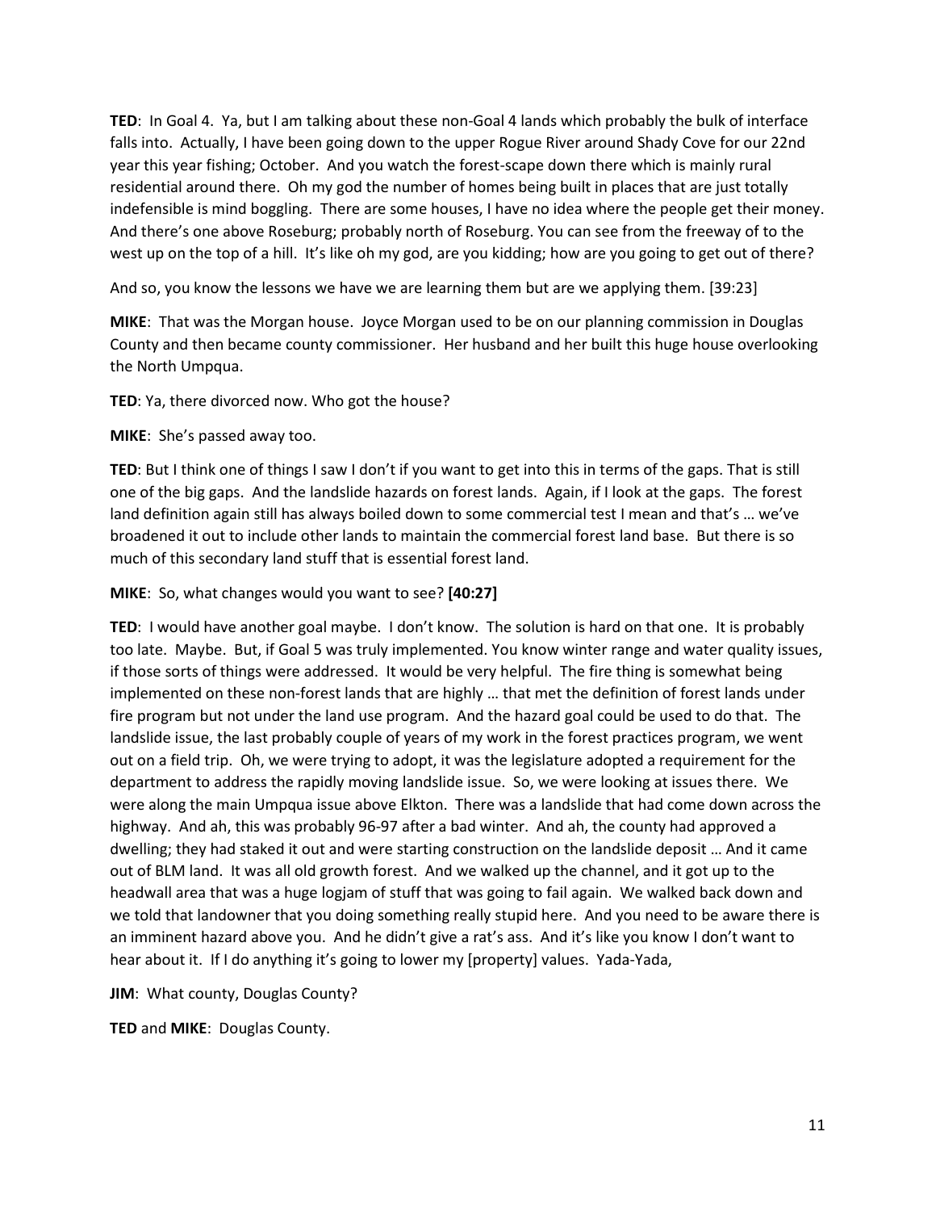**TED**: In Goal 4. Ya, but I am talking about these non-Goal 4 lands which probably the bulk of interface falls into. Actually, I have been going down to the upper Rogue River around Shady Cove for our 22nd year this year fishing; October. And you watch the forest-scape down there which is mainly rural residential around there. Oh my god the number of homes being built in places that are just totally indefensible is mind boggling. There are some houses, I have no idea where the people get their money. And there's one above Roseburg; probably north of Roseburg. You can see from the freeway of to the west up on the top of a hill. It's like oh my god, are you kidding; how are you going to get out of there?

And so, you know the lessons we have we are learning them but are we applying them. [39:23]

**MIKE**: That was the Morgan house. Joyce Morgan used to be on our planning commission in Douglas County and then became county commissioner. Her husband and her built this huge house overlooking the North Umpqua.

**TED**: Ya, there divorced now. Who got the house?

**MIKE**: She's passed away too.

**TED**: But I think one of things I saw I don't if you want to get into this in terms of the gaps. That is still one of the big gaps. And the landslide hazards on forest lands. Again, if I look at the gaps. The forest land definition again still has always boiled down to some commercial test I mean and that's … we've broadened it out to include other lands to maintain the commercial forest land base. But there is so much of this secondary land stuff that is essential forest land.

**MIKE**: So, what changes would you want to see? **[40:27]**

**TED**: I would have another goal maybe. I don't know. The solution is hard on that one. It is probably too late. Maybe. But, if Goal 5 was truly implemented. You know winter range and water quality issues, if those sorts of things were addressed. It would be very helpful. The fire thing is somewhat being implemented on these non-forest lands that are highly … that met the definition of forest lands under fire program but not under the land use program. And the hazard goal could be used to do that. The landslide issue, the last probably couple of years of my work in the forest practices program, we went out on a field trip. Oh, we were trying to adopt, it was the legislature adopted a requirement for the department to address the rapidly moving landslide issue. So, we were looking at issues there. We were along the main Umpqua issue above Elkton. There was a landslide that had come down across the highway. And ah, this was probably 96-97 after a bad winter. And ah, the county had approved a dwelling; they had staked it out and were starting construction on the landslide deposit … And it came out of BLM land. It was all old growth forest. And we walked up the channel, and it got up to the headwall area that was a huge logjam of stuff that was going to fail again. We walked back down and we told that landowner that you doing something really stupid here. And you need to be aware there is an imminent hazard above you. And he didn't give a rat's ass. And it's like you know I don't want to hear about it. If I do anything it's going to lower my [property] values. Yada-Yada,

**JIM**: What county, Douglas County?

**TED** and **MIKE**: Douglas County.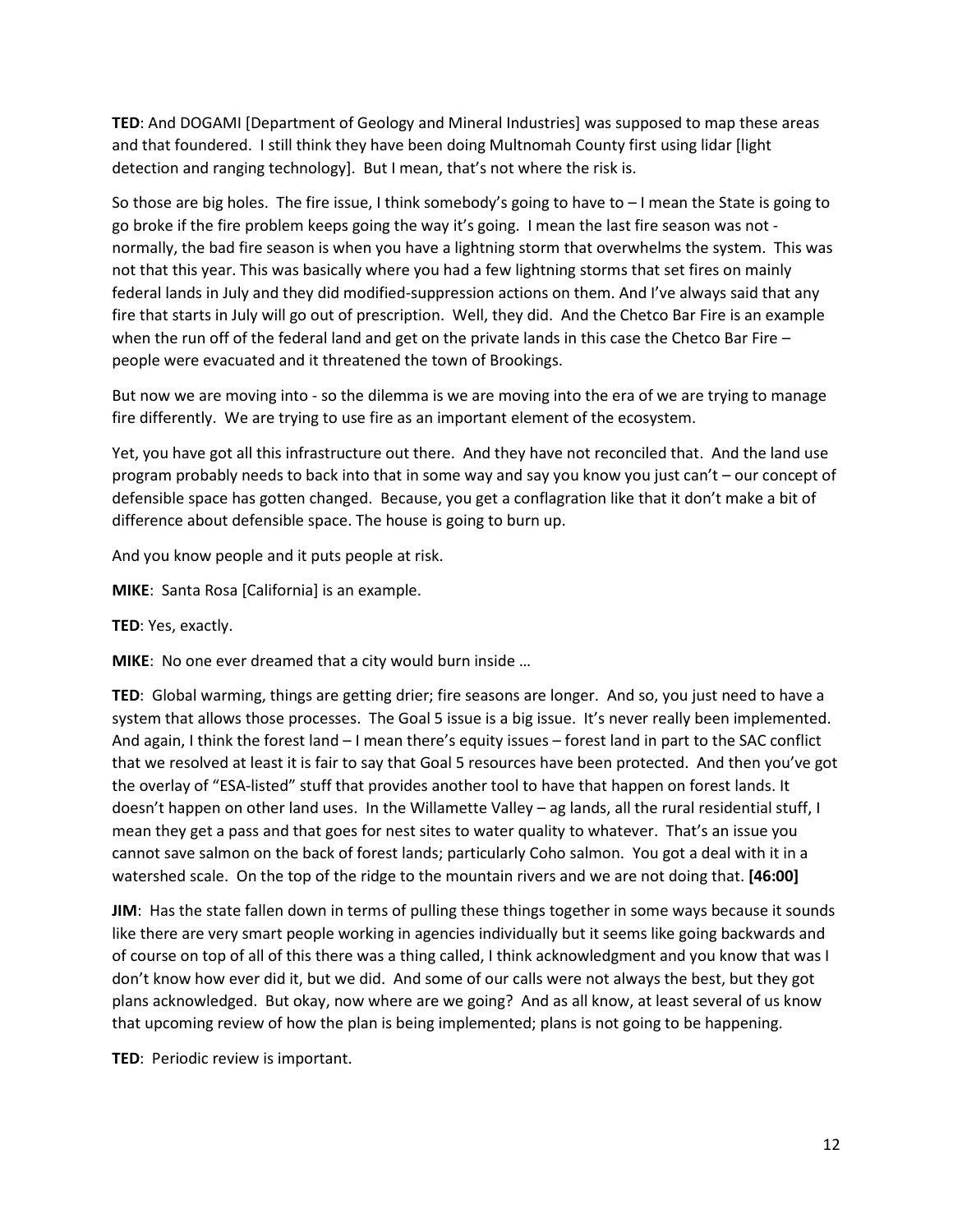**TED**: And DOGAMI [Department of Geology and Mineral Industries] was supposed to map these areas and that foundered. I still think they have been doing Multnomah County first using lidar [light detection and ranging technology]. But I mean, that's not where the risk is.

So those are big holes. The fire issue, I think somebody's going to have to – I mean the State is going to go broke if the fire problem keeps going the way it's going. I mean the last fire season was not - normally, the bad fire season is when you have a lightning storm that overwhelms the system. This was not that this year. This was basically where you had a few lightning storms that set fires on mainly federal lands in July and they did modified-suppression actions on them. And I've always said that any fire that starts in July will go out of prescription. Well, they did. And the Chetco Bar Fire is an example when the run off of the federal land and get on the private lands in this case the Chetco Bar Fire – people were evacuated and it threatened the town of Brookings.

But now we are moving into - so the dilemma is we are moving into the era of we are trying to manage fire differently. We are trying to use fire as an important element of the ecosystem.

Yet, you have got all this infrastructure out there. And they have not reconciled that. And the land use program probably needs to back into that in some way and say you know you just can't – our concept of defensible space has gotten changed. Because, you get a conflagration like that it don't make a bit of difference about defensible space. The house is going to burn up.

And you know people and it puts people at risk.

**MIKE**: Santa Rosa [California] is an example.

**TED**: Yes, exactly.

**MIKE**: No one ever dreamed that a city would burn inside …

**TED**: Global warming, things are getting drier; fire seasons are longer. And so, you just need to have a system that allows those processes. The Goal 5 issue is a big issue. It's never really been implemented. And again, I think the forest land – I mean there's equity issues – forest land in part to the SAC conflict that we resolved at least it is fair to say that Goal 5 resources have been protected. And then you've got the overlay of "ESA-listed" stuff that provides another tool to have that happen on forest lands. It doesn't happen on other land uses. In the Willamette Valley – ag lands, all the rural residential stuff, I mean they get a pass and that goes for nest sites to water quality to whatever. That's an issue you cannot save salmon on the back of forest lands; particularly Coho salmon. You got a deal with it in a watershed scale. On the top of the ridge to the mountain rivers and we are not doing that. **[46:00]**

**JIM**: Has the state fallen down in terms of pulling these things together in some ways because it sounds like there are very smart people working in agencies individually but it seems like going backwards and of course on top of all of this there was a thing called, I think acknowledgment and you know that was I don't know how ever did it, but we did. And some of our calls were not always the best, but they got plans acknowledged. But okay, now where are we going? And as all know, at least several of us know that upcoming review of how the plan is being implemented; plans is not going to be happening.

**TED**: Periodic review is important.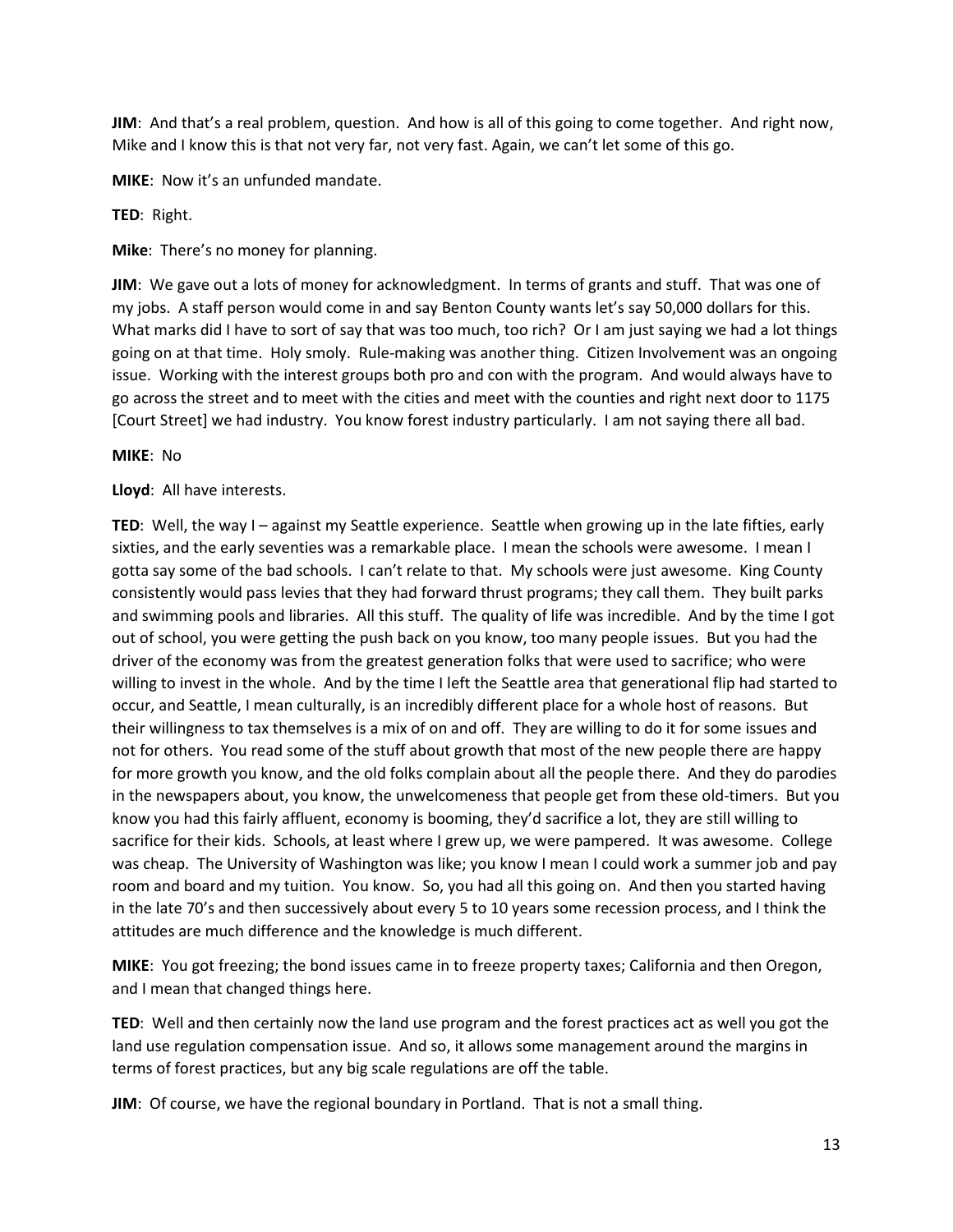**JIM**: And that's a real problem, question. And how is all of this going to come together. And right now, Mike and I know this is that not very far, not very fast. Again, we can't let some of this go.

**MIKE**: Now it's an unfunded mandate.

**TED**: Right.

**Mike**: There's no money for planning.

**JIM**: We gave out a lots of money for acknowledgment. In terms of grants and stuff. That was one of my jobs. A staff person would come in and say Benton County wants let's say 50,000 dollars for this. What marks did I have to sort of say that was too much, too rich? Or I am just saying we had a lot things going on at that time. Holy smoly. Rule-making was another thing. Citizen Involvement was an ongoing issue. Working with the interest groups both pro and con with the program. And would always have to go across the street and to meet with the cities and meet with the counties and right next door to 1175 [Court Street] we had industry. You know forest industry particularly. I am not saying there all bad.

**MIKE**: No

**Lloyd**: All have interests.

**TED**: Well, the way I – against my Seattle experience. Seattle when growing up in the late fifties, early sixties, and the early seventies was a remarkable place. I mean the schools were awesome. I mean I gotta say some of the bad schools. I can't relate to that. My schools were just awesome. King County consistently would pass levies that they had forward thrust programs; they call them. They built parks and swimming pools and libraries. All this stuff. The quality of life was incredible. And by the time I got out of school, you were getting the push back on you know, too many people issues. But you had the driver of the economy was from the greatest generation folks that were used to sacrifice; who were willing to invest in the whole. And by the time I left the Seattle area that generational flip had started to occur, and Seattle, I mean culturally, is an incredibly different place for a whole host of reasons. But their willingness to tax themselves is a mix of on and off. They are willing to do it for some issues and not for others. You read some of the stuff about growth that most of the new people there are happy for more growth you know, and the old folks complain about all the people there. And they do parodies in the newspapers about, you know, the unwelcomeness that people get from these old-timers. But you know you had this fairly affluent, economy is booming, they'd sacrifice a lot, they are still willing to sacrifice for their kids. Schools, at least where I grew up, we were pampered. It was awesome. College was cheap. The University of Washington was like; you know I mean I could work a summer job and pay room and board and my tuition. You know. So, you had all this going on. And then you started having in the late 70's and then successively about every 5 to 10 years some recession process, and I think the attitudes are much difference and the knowledge is much different.

**MIKE**: You got freezing; the bond issues came in to freeze property taxes; California and then Oregon, and I mean that changed things here.

**TED**: Well and then certainly now the land use program and the forest practices act as well you got the land use regulation compensation issue. And so, it allows some management around the margins in terms of forest practices, but any big scale regulations are off the table.

**JIM**: Of course, we have the regional boundary in Portland. That is not a small thing.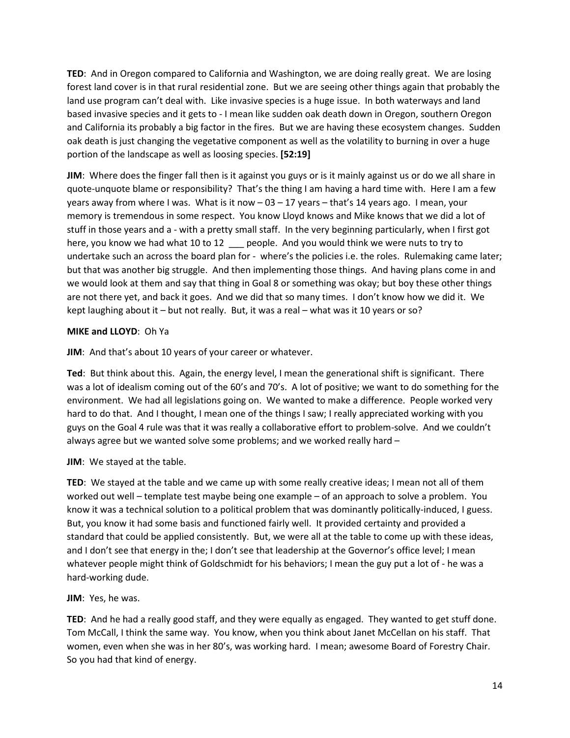**TED**: And in Oregon compared to California and Washington, we are doing really great. We are losing forest land cover is in that rural residential zone. But we are seeing other things again that probably the land use program can't deal with. Like invasive species is a huge issue. In both waterways and land based invasive species and it gets to - I mean like sudden oak death down in Oregon, southern Oregon and California its probably a big factor in the fires. But we are having these ecosystem changes. Sudden oak death is just changing the vegetative component as well as the volatility to burning in over a huge portion of the landscape as well as loosing species. **[52:19]**

**JIM**: Where does the finger fall then is it against you guys or is it mainly against us or do we all share in quote-unquote blame or responsibility? That's the thing I am having a hard time with. Here I am a few years away from where I was. What is it now – 03 – 17 years – that's 14 years ago. I mean, your memory is tremendous in some respect. You know Lloyd knows and Mike knows that we did a lot of stuff in those years and a - with a pretty small staff. In the very beginning particularly, when I first got here, you know we had what 10 to 12 ___ people. And you would think we were nuts to try to undertake such an across the board plan for - where's the policies i.e. the roles. Rulemaking came later; but that was another big struggle. And then implementing those things. And having plans come in and we would look at them and say that thing in Goal 8 or something was okay; but boy these other things are not there yet, and back it goes. And we did that so many times. I don't know how we did it. We kept laughing about it – but not really. But, it was a real – what was it 10 years or so?

**MIKE and LLOYD**: Oh Ya

**JIM**: And that's about 10 years of your career or whatever.

**Ted**: But think about this. Again, the energy level, I mean the generational shift is significant. There was a lot of idealism coming out of the 60's and 70's. A lot of positive; we want to do something for the environment. We had all legislations going on. We wanted to make a difference. People worked very hard to do that. And I thought, I mean one of the things I saw; I really appreciated working with you guys on the Goal 4 rule was that it was really a collaborative effort to problem-solve. And we couldn't always agree but we wanted solve some problems; and we worked really hard –

**JIM**: We stayed at the table.

**TED**: We stayed at the table and we came up with some really creative ideas; I mean not all of them worked out well – template test maybe being one example – of an approach to solve a problem. You know it was a technical solution to a political problem that was dominantly politically-induced, I guess. But, you know it had some basis and functioned fairly well. It provided certainty and provided a standard that could be applied consistently. But, we were all at the table to come up with these ideas, and I don't see that energy in the; I don't see that leadership at the Governor's office level; I mean whatever people might think of Goldschmidt for his behaviors; I mean the guy put a lot of - he was a hard-working dude.

**JIM**: Yes, he was.

**TED**: And he had a really good staff, and they were equally as engaged. They wanted to get stuff done. Tom McCall, I think the same way. You know, when you think about Janet McCellan on his staff. That women, even when she was in her 80's, was working hard. I mean; awesome Board of Forestry Chair. So you had that kind of energy.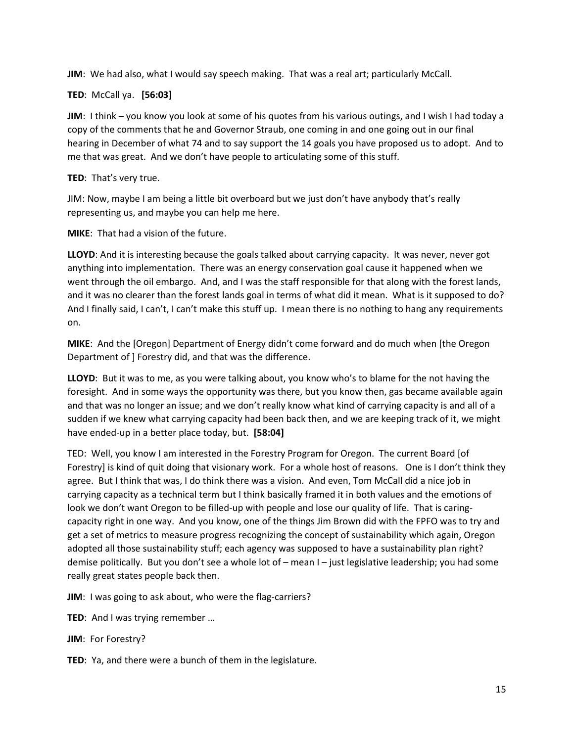**JIM**: We had also, what I would say speech making. That was a real art; particularly McCall.

**TED**: McCall ya. **[56:03]**

**JIM**: I think – you know you look at some of his quotes from his various outings, and I wish I had today a copy of the comments that he and Governor Straub, one coming in and one going out in our final hearing in December of what 74 and to say support the 14 goals you have proposed us to adopt. And to me that was great. And we don't have people to articulating some of this stuff.

**TED**: That's very true.

JIM: Now, maybe I am being a little bit overboard but we just don't have anybody that's really representing us, and maybe you can help me here.

**MIKE**: That had a vision of the future.

**LLOYD**: And it is interesting because the goals talked about carrying capacity. It was never, never got anything into implementation. There was an energy conservation goal cause it happened when we went through the oil embargo. And, and I was the staff responsible for that along with the forest lands, and it was no clearer than the forest lands goal in terms of what did it mean. What is it supposed to do? And I finally said, I can't, I can't make this stuff up. I mean there is no nothing to hang any requirements on.

**MIKE**: And the [Oregon] Department of Energy didn't come forward and do much when [the Oregon Department of ] Forestry did, and that was the difference.

**LLOYD**: But it was to me, as you were talking about, you know who's to blame for the not having the foresight. And in some ways the opportunity was there, but you know then, gas became available again and that was no longer an issue; and we don't really know what kind of carrying capacity is and all of a sudden if we knew what carrying capacity had been back then, and we are keeping track of it, we might have ended-up in a better place today, but. **[58:04]**

TED: Well, you know I am interested in the Forestry Program for Oregon. The current Board [of Forestry] is kind of quit doing that visionary work. For a whole host of reasons. One is I don't think they agree. But I think that was, I do think there was a vision. And even, Tom McCall did a nice job in carrying capacity as a technical term but I think basically framed it in both values and the emotions of look we don't want Oregon to be filled-up with people and lose our quality of life. That is caring-capacity right in one way. And you know, one of the things Jim Brown did with the FPFO was to try and get a set of metrics to measure progress recognizing the concept of sustainability which again, Oregon adopted all those sustainability stuff; each agency was supposed to have a sustainability plan right? demise politically. But you don't see a whole lot of – mean I – just legislative leadership; you had some really great states people back then.

**JIM**: I was going to ask about, who were the flag-carriers?

**TED**: And I was trying remember …

**JIM**: For Forestry?

**TED**: Ya, and there were a bunch of them in the legislature.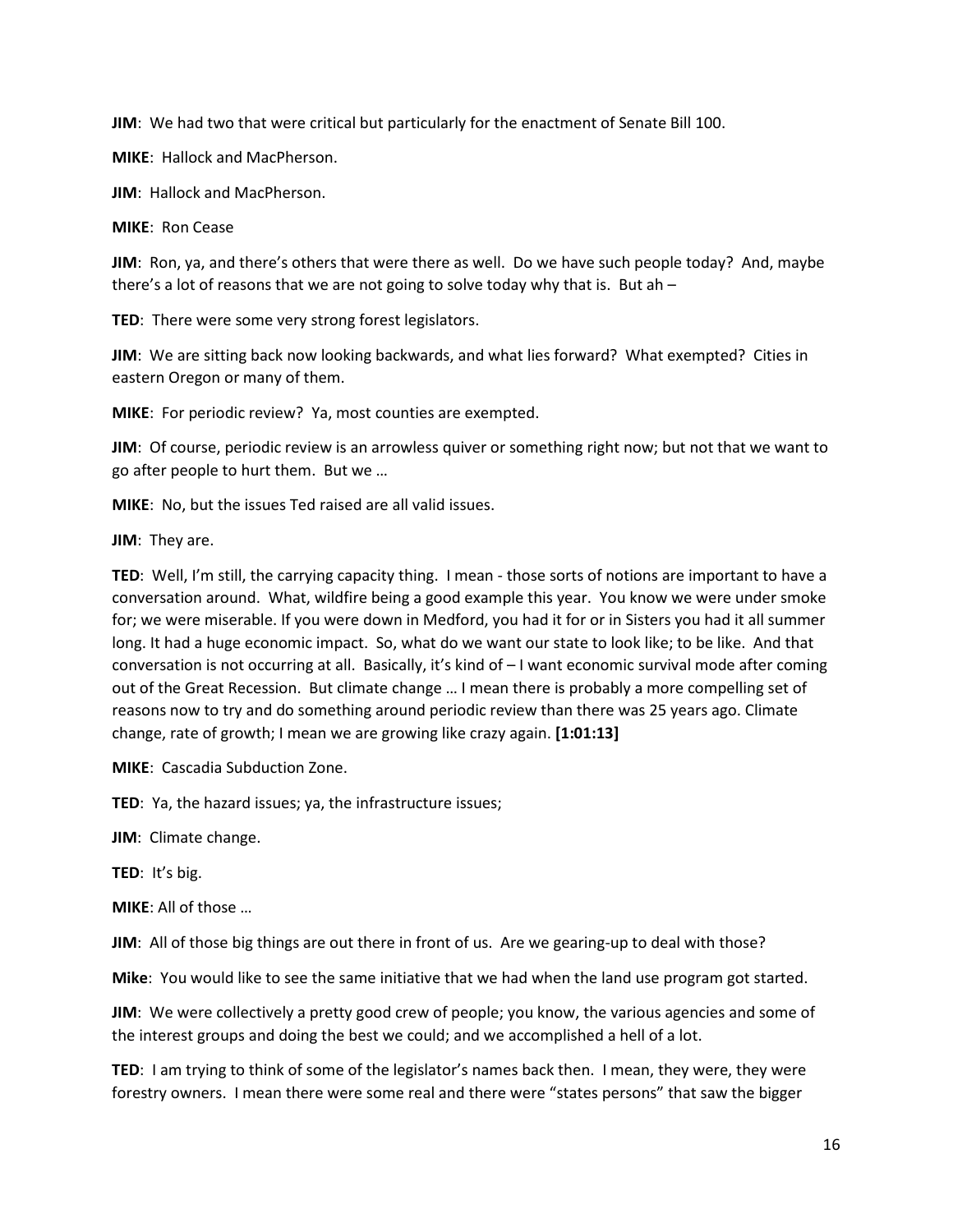**JIM**: We had two that were critical but particularly for the enactment of Senate Bill 100.

**MIKE**: Hallock and MacPherson.

**JIM**: Hallock and MacPherson.

**MIKE**: Ron Cease

**JIM**: Ron, ya, and there's others that were there as well. Do we have such people today? And, maybe there's a lot of reasons that we are not going to solve today why that is. But ah –

**TED**: There were some very strong forest legislators.

**JIM**: We are sitting back now looking backwards, and what lies forward? What exempted? Cities in eastern Oregon or many of them.

**MIKE**: For periodic review? Ya, most counties are exempted.

**JIM**: Of course, periodic review is an arrowless quiver or something right now; but not that we want to go after people to hurt them. But we …

**MIKE**: No, but the issues Ted raised are all valid issues.

**JIM**: They are.

**TED**: Well, I'm still, the carrying capacity thing. I mean - those sorts of notions are important to have a conversation around. What, wildfire being a good example this year. You know we were under smoke for; we were miserable. If you were down in Medford, you had it for or in Sisters you had it all summer long. It had a huge economic impact. So, what do we want our state to look like; to be like. And that conversation is not occurring at all. Basically, it's kind of – I want economic survival mode after coming out of the Great Recession. But climate change … I mean there is probably a more compelling set of reasons now to try and do something around periodic review than there was 25 years ago. Climate change, rate of growth; I mean we are growing like crazy again. **[1:01:13]**

**MIKE**: Cascadia Subduction Zone.

**TED**: Ya, the hazard issues; ya, the infrastructure issues;

**JIM**: Climate change.

**TED**: It's big.

**MIKE**: All of those …

**JIM**: All of those big things are out there in front of us. Are we gearing-up to deal with those?

**Mike**: You would like to see the same initiative that we had when the land use program got started.

**JIM**: We were collectively a pretty good crew of people; you know, the various agencies and some of the interest groups and doing the best we could; and we accomplished a hell of a lot.

**TED**: I am trying to think of some of the legislator's names back then. I mean, they were, they were forestry owners. I mean there were some real and there were "states persons" that saw the bigger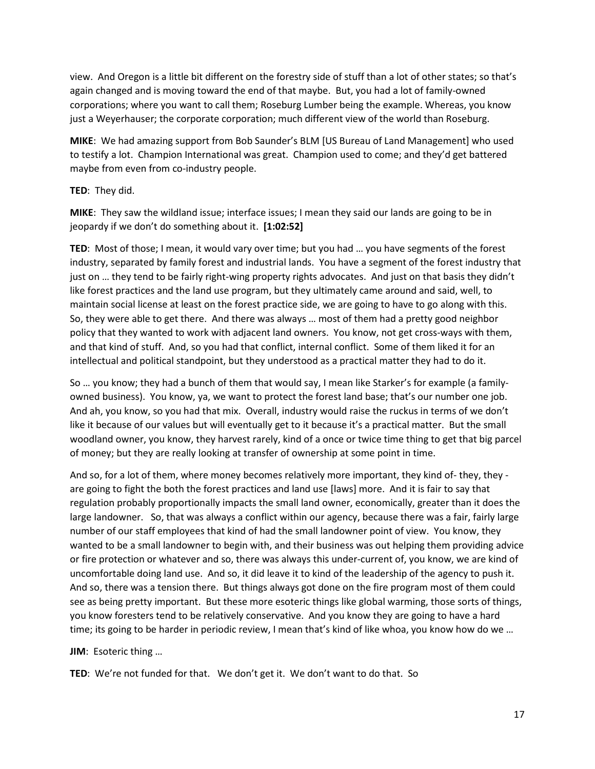view. And Oregon is a little bit different on the forestry side of stuff than a lot of other states; so that's again changed and is moving toward the end of that maybe. But, you had a lot of family-owned corporations; where you want to call them; Roseburg Lumber being the example. Whereas, you know just a Weyerhauser; the corporate corporation; much different view of the world than Roseburg.

**MIKE**: We had amazing support from Bob Saunder's BLM [US Bureau of Land Management] who used to testify a lot. Champion International was great. Champion used to come; and they'd get battered maybe from even from co-industry people.

**TED**: They did.

**MIKE**: They saw the wildland issue; interface issues; I mean they said our lands are going to be in jeopardy if we don't do something about it. **[1:02:52]**

**TED**: Most of those; I mean, it would vary over time; but you had … you have segments of the forest industry, separated by family forest and industrial lands. You have a segment of the forest industry that just on … they tend to be fairly right-wing property rights advocates. And just on that basis they didn't like forest practices and the land use program, but they ultimately came around and said, well, to maintain social license at least on the forest practice side, we are going to have to go along with this. So, they were able to get there. And there was always … most of them had a pretty good neighbor policy that they wanted to work with adjacent land owners. You know, not get cross-ways with them, and that kind of stuff. And, so you had that conflict, internal conflict. Some of them liked it for an intellectual and political standpoint, but they understood as a practical matter they had to do it.

So … you know; they had a bunch of them that would say, I mean like Starker's for example (a family-owned business). You know, ya, we want to protect the forest land base; that's our number one job. And ah, you know, so you had that mix. Overall, industry would raise the ruckus in terms of we don't like it because of our values but will eventually get to it because it's a practical matter. But the small woodland owner, you know, they harvest rarely, kind of a once or twice time thing to get that big parcel of money; but they are really looking at transfer of ownership at some point in time.

And so, for a lot of them, where money becomes relatively more important, they kind of- they, they - are going to fight the both the forest practices and land use [laws] more. And it is fair to say that regulation probably proportionally impacts the small land owner, economically, greater than it does the large landowner. So, that was always a conflict within our agency, because there was a fair, fairly large number of our staff employees that kind of had the small landowner point of view. You know, they wanted to be a small landowner to begin with, and their business was out helping them providing advice or fire protection or whatever and so, there was always this under-current of, you know, we are kind of uncomfortable doing land use. And so, it did leave it to kind of the leadership of the agency to push it. And so, there was a tension there. But things always got done on the fire program most of them could see as being pretty important. But these more esoteric things like global warming, those sorts of things, you know foresters tend to be relatively conservative. And you know they are going to have a hard time; its going to be harder in periodic review, I mean that's kind of like whoa, you know how do we …

**JIM**: Esoteric thing …

**TED**: We're not funded for that. We don't get it. We don't want to do that. So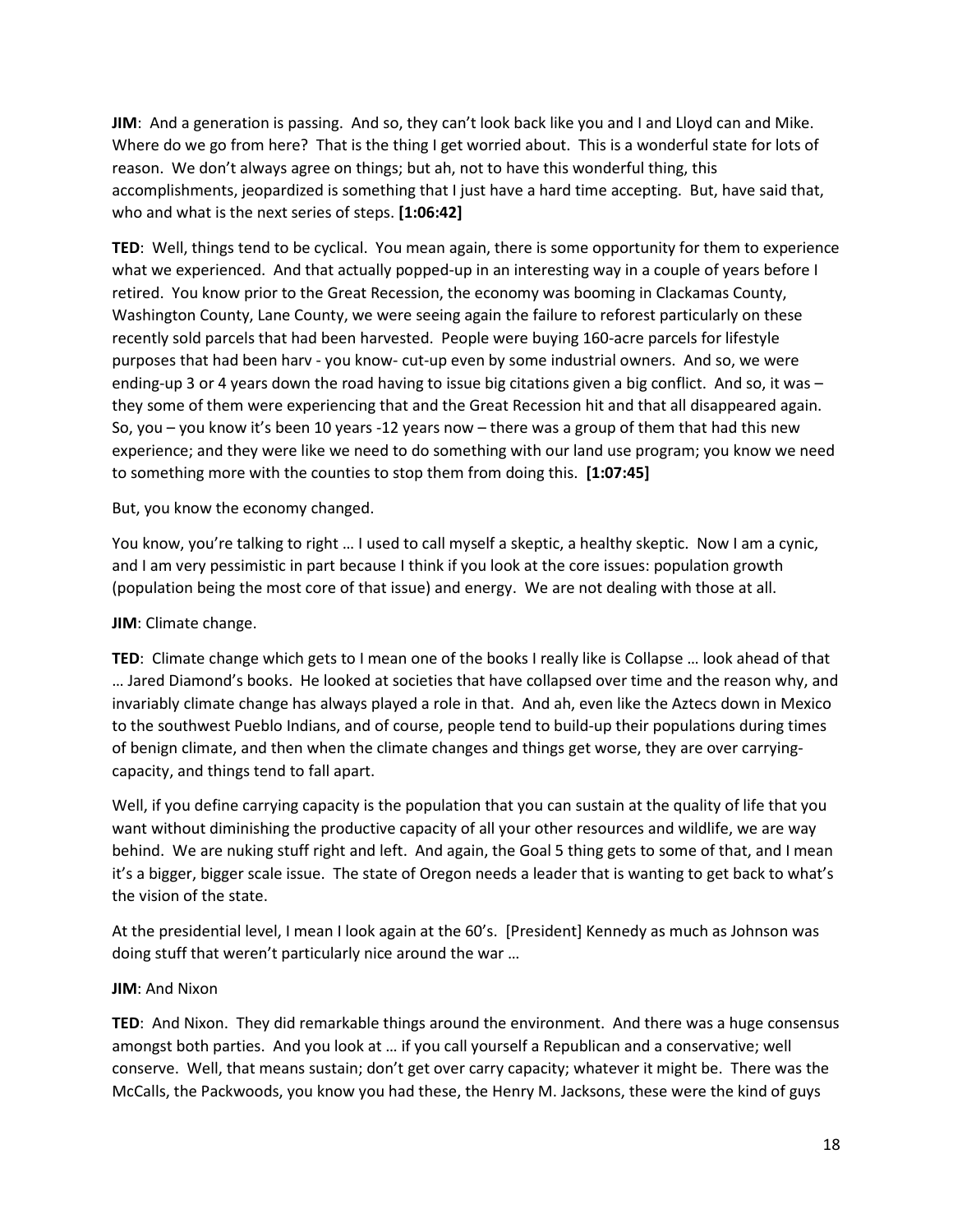**JIM**: And a generation is passing. And so, they can't look back like you and I and Lloyd can and Mike. Where do we go from here? That is the thing I get worried about. This is a wonderful state for lots of reason. We don't always agree on things; but ah, not to have this wonderful thing, this accomplishments, jeopardized is something that I just have a hard time accepting. But, have said that, who and what is the next series of steps. **[1:06:42]**

**TED**: Well, things tend to be cyclical. You mean again, there is some opportunity for them to experience what we experienced. And that actually popped-up in an interesting way in a couple of years before I retired. You know prior to the Great Recession, the economy was booming in Clackamas County, Washington County, Lane County, we were seeing again the failure to reforest particularly on these recently sold parcels that had been harvested. People were buying 160-acre parcels for lifestyle purposes that had been harv - you know- cut-up even by some industrial owners. And so, we were ending-up 3 or 4 years down the road having to issue big citations given a big conflict. And so, it was – they some of them were experiencing that and the Great Recession hit and that all disappeared again. So, you – you know it's been 10 years -12 years now – there was a group of them that had this new experience; and they were like we need to do something with our land use program; you know we need to something more with the counties to stop them from doing this. **[1:07:45]**

But, you know the economy changed.

You know, you're talking to right … I used to call myself a skeptic, a healthy skeptic. Now I am a cynic, and I am very pessimistic in part because I think if you look at the core issues: population growth (population being the most core of that issue) and energy. We are not dealing with those at all.

**JIM**: Climate change.

**TED**: Climate change which gets to I mean one of the books I really like is Collapse … look ahead of that … Jared Diamond's books. He looked at societies that have collapsed over time and the reason why, and invariably climate change has always played a role in that. And ah, even like the Aztecs down in Mexico to the southwest Pueblo Indians, and of course, people tend to build-up their populations during times of benign climate, and then when the climate changes and things get worse, they are over carrying-capacity, and things tend to fall apart.

Well, if you define carrying capacity is the population that you can sustain at the quality of life that you want without diminishing the productive capacity of all your other resources and wildlife, we are way behind. We are nuking stuff right and left. And again, the Goal 5 thing gets to some of that, and I mean it's a bigger, bigger scale issue. The state of Oregon needs a leader that is wanting to get back to what's the vision of the state.

At the presidential level, I mean I look again at the 60's. [President] Kennedy as much as Johnson was doing stuff that weren't particularly nice around the war …

**JIM**: And Nixon

**TED**: And Nixon. They did remarkable things around the environment. And there was a huge consensus amongst both parties. And you look at … if you call yourself a Republican and a conservative; well conserve. Well, that means sustain; don't get over carry capacity; whatever it might be. There was the McCalls, the Packwoods, you know you had these, the Henry M. Jacksons, these were the kind of guys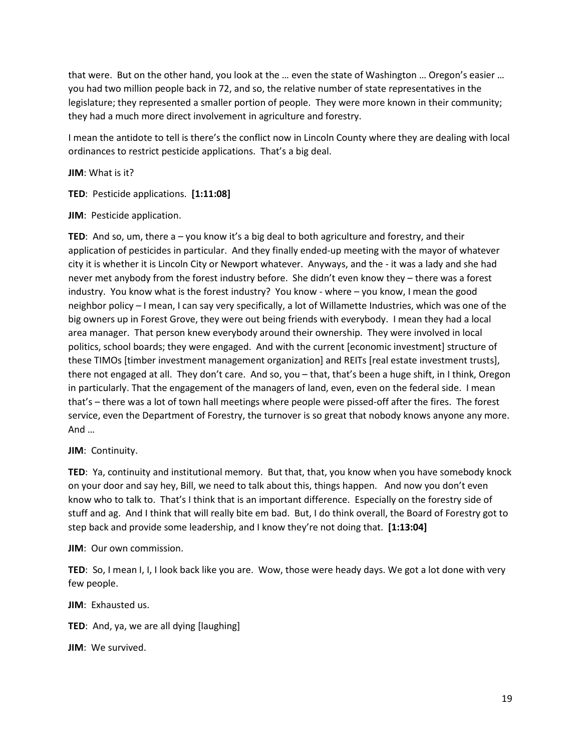that were. But on the other hand, you look at the … even the state of Washington … Oregon's easier … you had two million people back in 72, and so, the relative number of state representatives in the legislature; they represented a smaller portion of people. They were more known in their community; they had a much more direct involvement in agriculture and forestry.

I mean the antidote to tell is there's the conflict now in Lincoln County where they are dealing with local ordinances to restrict pesticide applications. That's a big deal.

**JIM**: What is it?

**TED**: Pesticide applications. **[1:11:08]**

**JIM**: Pesticide application.

**TED**: And so, um, there a – you know it's a big deal to both agriculture and forestry, and their application of pesticides in particular. And they finally ended-up meeting with the mayor of whatever city it is whether it is Lincoln City or Newport whatever. Anyways, and the - it was a lady and she had never met anybody from the forest industry before. She didn't even know they – there was a forest industry. You know what is the forest industry? You know - where – you know, I mean the good neighbor policy – I mean, I can say very specifically, a lot of Willamette Industries, which was one of the big owners up in Forest Grove, they were out being friends with everybody. I mean they had a local area manager. That person knew everybody around their ownership. They were involved in local politics, school boards; they were engaged. And with the current [economic investment] structure of these TIMOs [timber investment management organization] and REITs [real estate investment trusts], there not engaged at all. They don't care. And so, you – that, that's been a huge shift, in I think, Oregon in particularly. That the engagement of the managers of land, even, even on the federal side. I mean that's – there was a lot of town hall meetings where people were pissed-off after the fires. The forest service, even the Department of Forestry, the turnover is so great that nobody knows anyone any more. And …

**JIM**: Continuity.

**TED**: Ya, continuity and institutional memory. But that, that, you know when you have somebody knock on your door and say hey, Bill, we need to talk about this, things happen. And now you don't even know who to talk to. That's I think that is an important difference. Especially on the forestry side of stuff and ag. And I think that will really bite em bad. But, I do think overall, the Board of Forestry got to step back and provide some leadership, and I know they're not doing that. **[1:13:04]**

**JIM**: Our own commission.

**TED**: So, I mean I, I, I look back like you are. Wow, those were heady days. We got a lot done with very few people.

**JIM**: Exhausted us.

**TED**: And, ya, we are all dying [laughing]

**JIM**: We survived.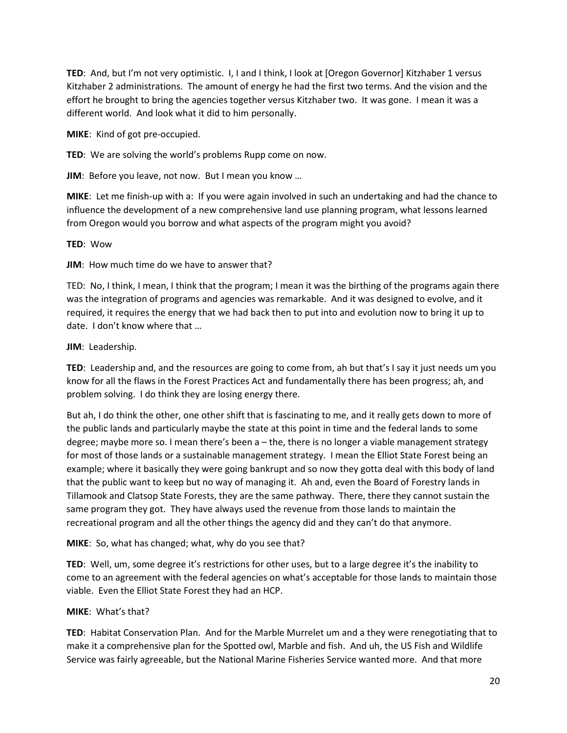**TED**: And, but I'm not very optimistic. I, I and I think, I look at [Oregon Governor] Kitzhaber 1 versus Kitzhaber 2 administrations. The amount of energy he had the first two terms. And the vision and the effort he brought to bring the agencies together versus Kitzhaber two. It was gone. I mean it was a different world. And look what it did to him personally.

**MIKE**: Kind of got pre-occupied.

**TED**: We are solving the world's problems Rupp come on now.

**JIM**: Before you leave, not now. But I mean you know …

**MIKE**: Let me finish-up with a: If you were again involved in such an undertaking and had the chance to influence the development of a new comprehensive land use planning program, what lessons learned from Oregon would you borrow and what aspects of the program might you avoid?

**TED**: Wow

**JIM**: How much time do we have to answer that?

TED: No, I think, I mean, I think that the program; I mean it was the birthing of the programs again there was the integration of programs and agencies was remarkable. And it was designed to evolve, and it required, it requires the energy that we had back then to put into and evolution now to bring it up to date. I don't know where that …

**JIM**: Leadership.

**TED**: Leadership and, and the resources are going to come from, ah but that's I say it just needs um you know for all the flaws in the Forest Practices Act and fundamentally there has been progress; ah, and problem solving. I do think they are losing energy there.

But ah, I do think the other, one other shift that is fascinating to me, and it really gets down to more of the public lands and particularly maybe the state at this point in time and the federal lands to some degree; maybe more so. I mean there's been a – the, there is no longer a viable management strategy for most of those lands or a sustainable management strategy. I mean the Elliot State Forest being an example; where it basically they were going bankrupt and so now they gotta deal with this body of land that the public want to keep but no way of managing it. Ah and, even the Board of Forestry lands in Tillamook and Clatsop State Forests, they are the same pathway. There, there they cannot sustain the same program they got. They have always used the revenue from those lands to maintain the recreational program and all the other things the agency did and they can't do that anymore.

**MIKE**: So, what has changed; what, why do you see that?

**TED**: Well, um, some degree it's restrictions for other uses, but to a large degree it's the inability to come to an agreement with the federal agencies on what's acceptable for those lands to maintain those viable. Even the Elliot State Forest they had an HCP.

**MIKE**: What's that?

**TED**: Habitat Conservation Plan. And for the Marble Murrelet um and a they were renegotiating that to make it a comprehensive plan for the Spotted owl, Marble and fish. And uh, the US Fish and Wildlife Service was fairly agreeable, but the National Marine Fisheries Service wanted more. And that more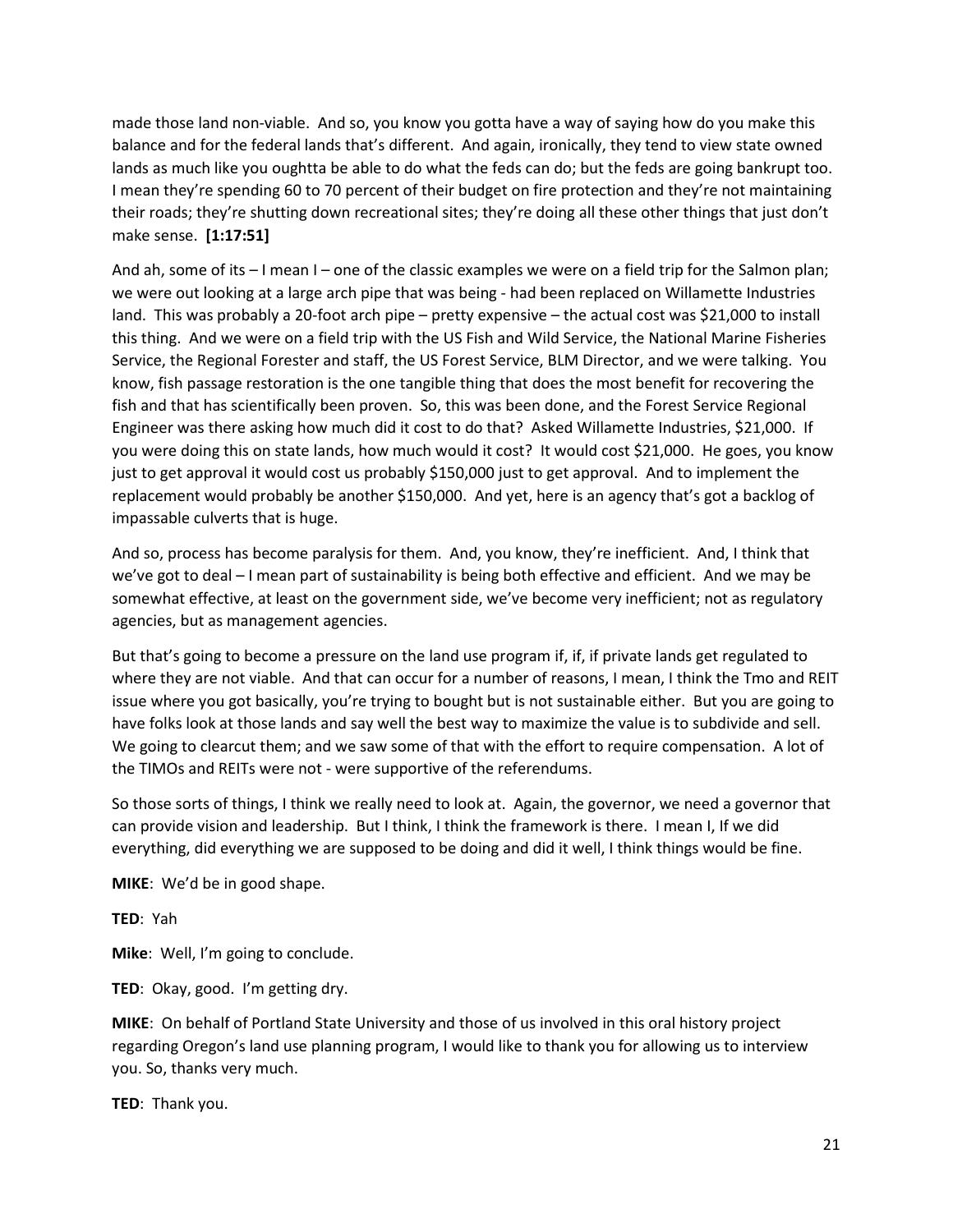made those land non-viable. And so, you know you gotta have a way of saying how do you make this balance and for the federal lands that's different. And again, ironically, they tend to view state owned lands as much like you oughtta be able to do what the feds can do; but the feds are going bankrupt too. I mean they're spending 60 to 70 percent of their budget on fire protection and they're not maintaining their roads; they're shutting down recreational sites; they're doing all these other things that just don't make sense. **[1:17:51]**

And ah, some of its – I mean I – one of the classic examples we were on a field trip for the Salmon plan; we were out looking at a large arch pipe that was being - had been replaced on Willamette Industries land. This was probably a 20-foot arch pipe – pretty expensive – the actual cost was $21,000 to install this thing. And we were on a field trip with the US Fish and Wild Service, the National Marine Fisheries Service, the Regional Forester and staff, the US Forest Service, BLM Director, and we were talking. You know, fish passage restoration is the one tangible thing that does the most benefit for recovering the fish and that has scientifically been proven. So, this was been done, and the Forest Service Regional Engineer was there asking how much did it cost to do that? Asked Willamette Industries, $21,000. If you were doing this on state lands, how much would it cost? It would cost $21,000. He goes, you know just to get approval it would cost us probably $150,000 just to get approval. And to implement the replacement would probably be another $150,000. And yet, here is an agency that's got a backlog of impassable culverts that is huge.

And so, process has become paralysis for them. And, you know, they're inefficient. And, I think that we've got to deal – I mean part of sustainability is being both effective and efficient. And we may be somewhat effective, at least on the government side, we've become very inefficient; not as regulatory agencies, but as management agencies.

But that's going to become a pressure on the land use program if, if, if private lands get regulated to where they are not viable. And that can occur for a number of reasons, I mean, I think the Tmo and REIT issue where you got basically, you're trying to bought but is not sustainable either. But you are going to have folks look at those lands and say well the best way to maximize the value is to subdivide and sell. We going to clearcut them; and we saw some of that with the effort to require compensation. A lot of the TIMOs and REITs were not - were supportive of the referendums.

So those sorts of things, I think we really need to look at. Again, the governor, we need a governor that can provide vision and leadership. But I think, I think the framework is there. I mean I, If we did everything, did everything we are supposed to be doing and did it well, I think things would be fine.

**MIKE**: We'd be in good shape.

**TED**: Yah

**Mike**: Well, I'm going to conclude.

**TED**: Okay, good. I'm getting dry.

**MIKE**: On behalf of Portland State University and those of us involved in this oral history project regarding Oregon's land use planning program, I would like to thank you for allowing us to interview you. So, thanks very much.

**TED**: Thank you.